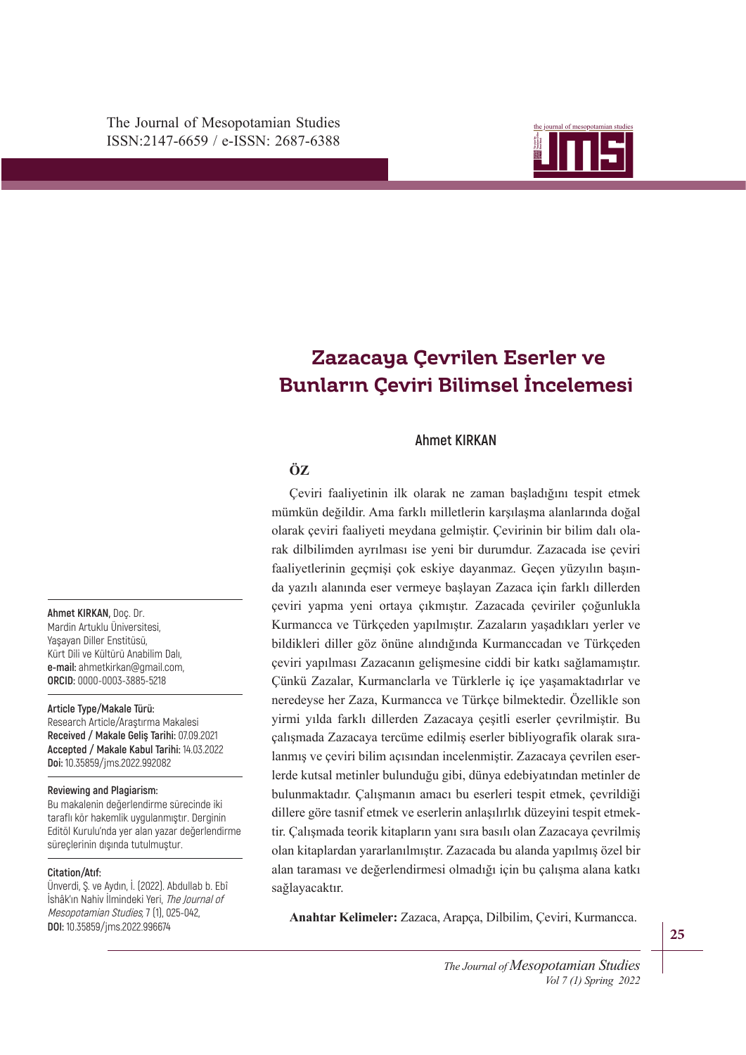# Zazacaya Çevrilen Eserler ve Bunların Çeviri Bilimsel İncelemesi

**Ahmet KIRKAN**

**Ahmet KIRKAN,** Doç. Dr.
Mardin Artuklu Üniversitesi,
Yaşayan Diller Enstitüsü,
Kürt Dili ve Kültürü Anabilim Dalı,
**e-mail:** ahmetkirkan@gmail.com,
**ORCID:** 0000-0003-3885-5218

**Article Type/Makale Türü:**
Research Article/Araştırma Makalesi
**Received / Makale Geliş Tarihi:** 07.09.2021
**Accepted / Makale Kabul Tarihi:** 14.03.2022
**Doi:** 10.35859/jms.2022.992082

**Reviewing and Plagiarism:**
Bu makalenin değerlendirme sürecinde iki taraflı kör hakemlik uygulanmıştır. Derginin Editöl Kurulu'nda yer alan yazar değerlendirme süreçlerinin dışında tutulmuştur.

**Citation/Atıf:**
Ünverdi, Ş. ve Aydın, İ. (2022). Abdullab b. Ebî İshâk'ın Nahiv İlmindeki Yeri, *The Journal of Mesopotamian Studies*, 7 (1), 025-042,
**DOI:** 10.35859/jms.2022.996674

## ÖZ

Çeviri faaliyetinin ilk olarak ne zaman başladığını tespit etmek mümkün değildir. Ama farklı milletlerin karşılaşma alanlarında doğal olarak çeviri faaliyeti meydana gelmiştir. Çevirinin bir bilim dalı olarak dilbilimden ayrılması ise yeni bir durumdur. Zazacada ise çeviri faaliyetlerinin geçmişi çok eskiye dayanmaz. Geçen yüzyılın başında yazılı alanında eser vermeye başlayan Zazaca için farklı dillerden çeviri yapma yeni ortaya çıkmıştır. Zazacada çeviriler çoğunlukla Kurmancca ve Türkçeden yapılmıştır. Zazaların yaşadıkları yerler ve bildikleri diller göz önüne alındığında Kurmanccadan ve Türkçeden çeviri yapılması Zazacanın gelişmesine ciddi bir katkı sağlamamıştır. Çünkü Zazalar, Kurmanclarla ve Türklerle iç içe yaşamaktadırlar ve neredeyse her Zaza, Kurmancca ve Türkçe bilmektedir. Özellikle son yirmi yılda farklı dillerden Zazacaya çeşitli eserler çevrilmiştir. Bu çalışmada Zazacaya tercüme edilmiş eserler bibliyografik olarak sıralanmış ve çeviri bilim açısından incelenmiştir. Zazacaya çevrilen eserlerde kutsal metinler bulunduğu gibi, dünya edebiyatından metinler de bulunmaktadır. Çalışmanın amacı bu eserleri tespit etmek, çevrildiği dillere göre tasnif etmek ve eserlerin anlaşılırlık düzeyini tespit etmektir. Çalışmada teorik kitapların yanı sıra basılı olan Zazacaya çevrilmiş olan kitaplardan yararlanılmıştır. Zazacada bu alanda yapılmış özel bir alan taraması ve değerlendirmesi olmadığı için bu çalışma alana katkı sağlayacaktır.

**Anahtar Kelimeler:** Zazaca, Arapça, Dilbilim, Çeviri, Kurmancca.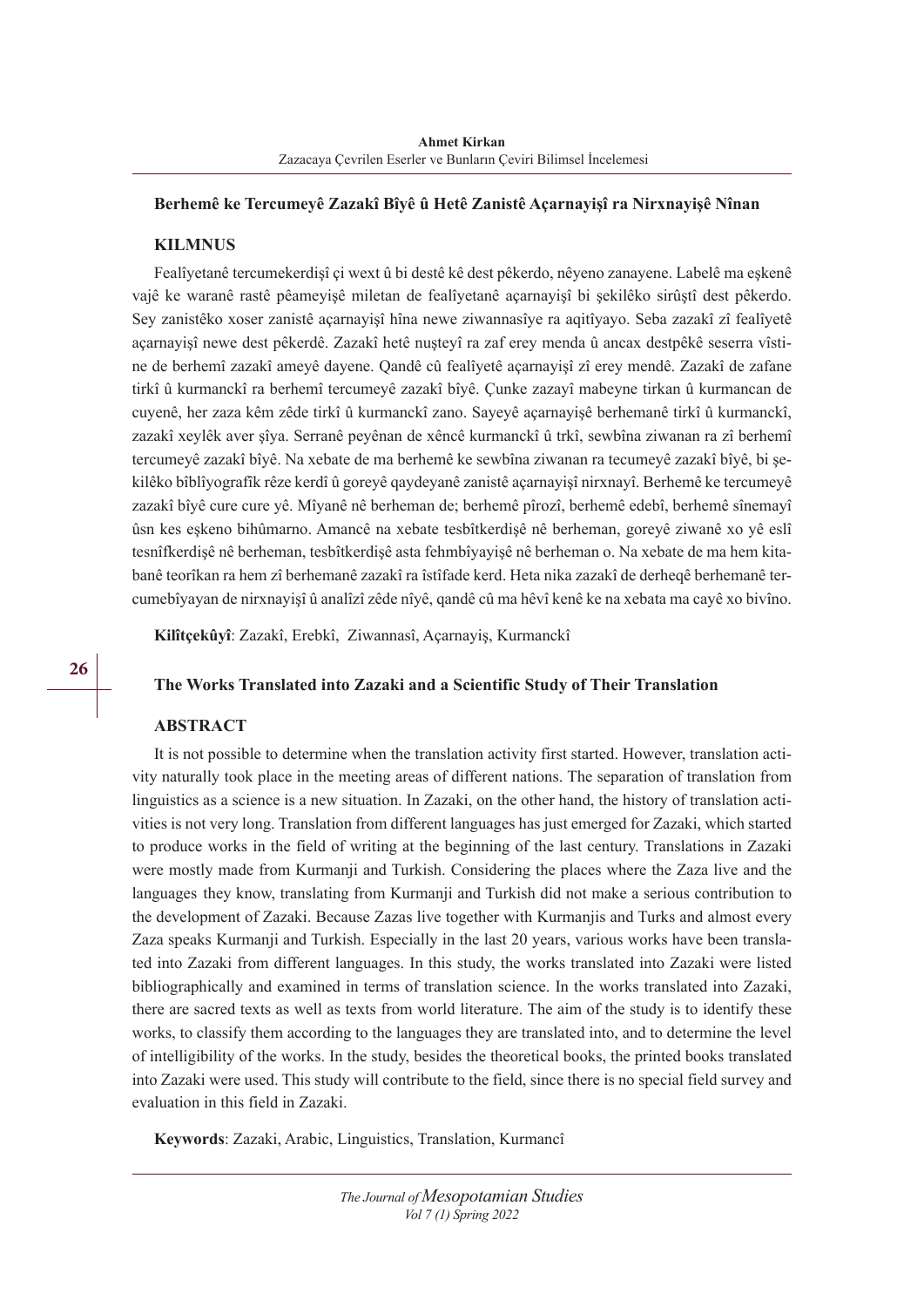## Berhemê ke Tercumeyê Zazakî Bîyê û Hetê Zanistê Açarnayişî ra Nirxnayişê Nînan

### KILMNUS

Fealîyetanê tercumekerdişî çi wext û bi destê kê dest pêkerdo, nêyeno zanayene. Labelê ma eşkenê vajê ke waranê rastê pêameyişê miletan de fealîyetanê açarnayişî bi şekilêko sirûştî dest pêkerdo. Sey zanistêko xoser zanistê açarnayişî hîna newe ziwannasîye ra aqitîyayo. Seba zazakî zî fealîyetê açarnayişî newe dest pêkerdê. Zazakî hetê nuşteyî ra zaf erey menda û ancax destpêkê seserra vîstine de berhemî zazakî ameyê dayene. Qandê cû fealîyetê açarnayişî zî erey mendê. Zazakî de zafane tirkî û kurmanckî ra berhemî tercumeyê zazakî bîyê. Çunke zazayî mabeyne tirkan û kurmancan de cuyenê, her zaza kêm zêde tirkî û kurmanckî zano. Sayeyê açarnayişê berhemanê tirkî û kurmanckî, zazakî xeylêk aver şîya. Serranê peyênan de xêncê kurmanckî û trkî, sewbîna ziwanan ra zî berhemî tercumeyê zazakî bîyê. Na xebate de ma berhemê ke sewbîna ziwanan ra tecumeyê zazakî bîyê, bi şekilêko bîblîyografîk rêze kerdî û goreyê qaydeyanê zanistê açarnayişî nirxnayî. Berhemê ke tercumeyê zazakî bîyê cure cure yê. Mîyanê nê berheman de; berhemê pîrozî, berhemê edebî, berhemê sînemayî ûsn kes eşkeno bihûmarno. Amancê na xebate tesbîtkerdişê nê berheman, goreyê ziwanê xo yê eslî tesnîfkerdişê nê berheman, tesbîtkerdişê asta fehmbîyayişê nê berheman o. Na xebate de ma hem kitabanê teorîkan ra hem zî berhemanê zazakî ra îstîfade kerd. Heta nika zazakî de derheqê berhemanê tercumebîyayan de nirxnayişî û analîzî zêde nîyê, qandê cû ma hêvî kenê ke na xebata ma cayê xo bivîno.

**Kilîtçekûyî**: Zazakî, Erebkî, Ziwannasî, Açarnayiş, Kurmanckî

## The Works Translated into Zazaki and a Scientific Study of Their Translation

### ABSTRACT

It is not possible to determine when the translation activity first started. However, translation activity naturally took place in the meeting areas of different nations. The separation of translation from linguistics as a science is a new situation. In Zazaki, on the other hand, the history of translation activities is not very long. Translation from different languages has just emerged for Zazaki, which started to produce works in the field of writing at the beginning of the last century. Translations in Zazaki were mostly made from Kurmanji and Turkish. Considering the places where the Zaza live and the languages they know, translating from Kurmanji and Turkish did not make a serious contribution to the development of Zazaki. Because Zazas live together with Kurmanjis and Turks and almost every Zaza speaks Kurmanji and Turkish. Especially in the last 20 years, various works have been translated into Zazaki from different languages. In this study, the works translated into Zazaki were listed bibliographically and examined in terms of translation science. In the works translated into Zazaki, there are sacred texts as well as texts from world literature. The aim of the study is to identify these works, to classify them according to the languages they are translated into, and to determine the level of intelligibility of the works. In the study, besides the theoretical books, the printed books translated into Zazaki were used. This study will contribute to the field, since there is no special field survey and evaluation in this field in Zazaki.

**Keywords**: Zazaki, Arabic, Linguistics, Translation, Kurmancî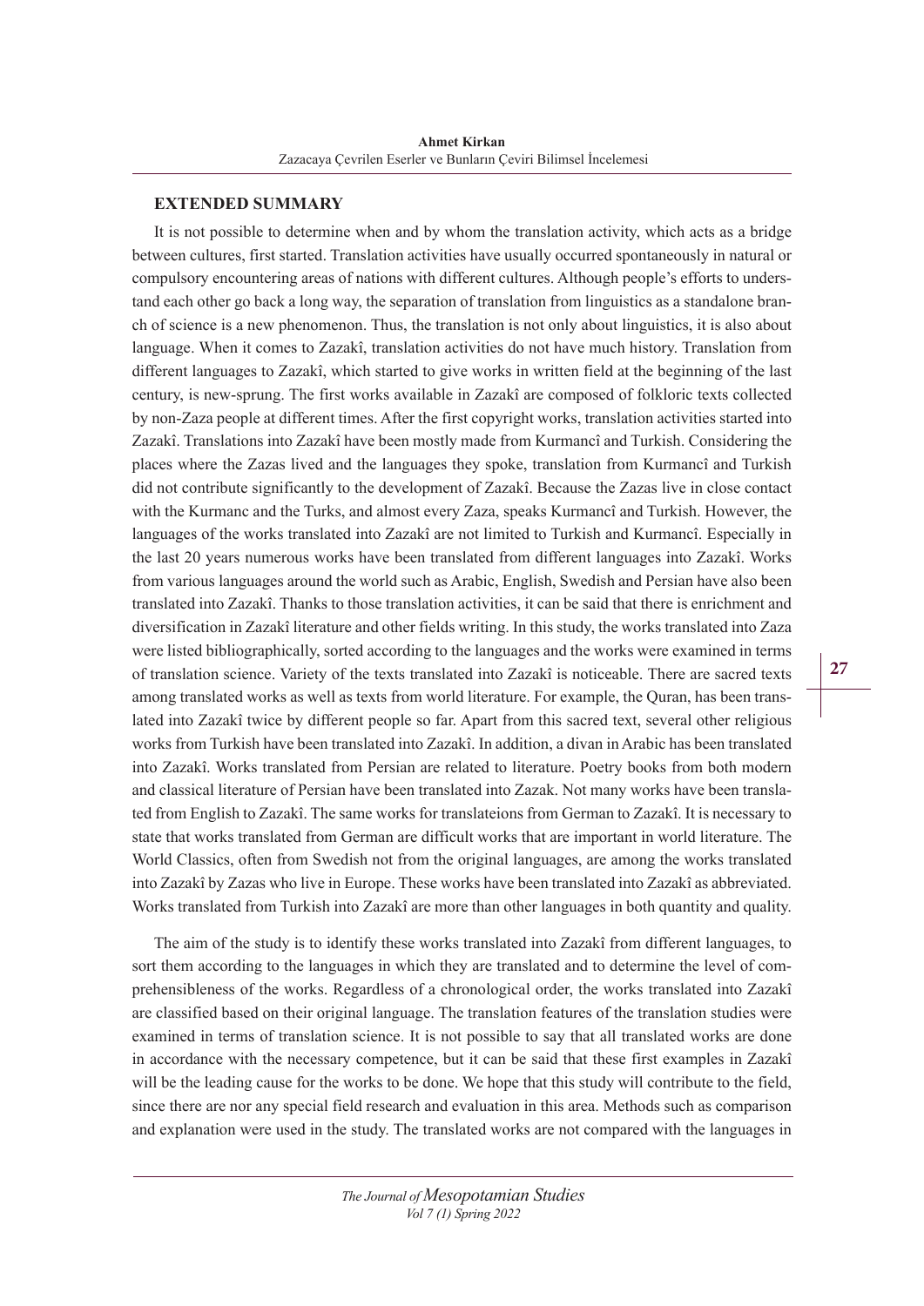## EXTENDED SUMMARY

It is not possible to determine when and by whom the translation activity, which acts as a bridge between cultures, first started. Translation activities have usually occurred spontaneously in natural or compulsory encountering areas of nations with different cultures. Although people's efforts to understand each other go back a long way, the separation of translation from linguistics as a standalone branch of science is a new phenomenon. Thus, the translation is not only about linguistics, it is also about language. When it comes to Zazakî, translation activities do not have much history. Translation from different languages to Zazakî, which started to give works in written field at the beginning of the last century, is new-sprung. The first works available in Zazakî are composed of folkloric texts collected by non-Zaza people at different times. After the first copyright works, translation activities started into Zazakî. Translations into Zazakî have been mostly made from Kurmancî and Turkish. Considering the places where the Zazas lived and the languages they spoke, translation from Kurmancî and Turkish did not contribute significantly to the development of Zazakî. Because the Zazas live in close contact with the Kurmanc and the Turks, and almost every Zaza, speaks Kurmancî and Turkish. However, the languages of the works translated into Zazakî are not limited to Turkish and Kurmancî. Especially in the last 20 years numerous works have been translated from different languages into Zazakî. Works from various languages around the world such as Arabic, English, Swedish and Persian have also been translated into Zazakî. Thanks to those translation activities, it can be said that there is enrichment and diversification in Zazakî literature and other fields writing. In this study, the works translated into Zaza were listed bibliographically, sorted according to the languages and the works were examined in terms of translation science. Variety of the texts translated into Zazakî is noticeable. There are sacred texts among translated works as well as texts from world literature. For example, the Quran, has been translated into Zazakî twice by different people so far. Apart from this sacred text, several other religious works from Turkish have been translated into Zazakî. In addition, a divan in Arabic has been translated into Zazakî. Works translated from Persian are related to literature. Poetry books from both modern and classical literature of Persian have been translated into Zazak. Not many works have been translated from English to Zazakî. The same works for translateions from German to Zazakî. It is necessary to state that works translated from German are difficult works that are important in world literature. The World Classics, often from Swedish not from the original languages, are among the works translated into Zazakî by Zazas who live in Europe. These works have been translated into Zazakî as abbreviated. Works translated from Turkish into Zazakî are more than other languages in both quantity and quality.

The aim of the study is to identify these works translated into Zazakî from different languages, to sort them according to the languages in which they are translated and to determine the level of comprehensibleness of the works. Regardless of a chronological order, the works translated into Zazakî are classified based on their original language. The translation features of the translation studies were examined in terms of translation science. It is not possible to say that all translated works are done in accordance with the necessary competence, but it can be said that these first examples in Zazakî will be the leading cause for the works to be done. We hope that this study will contribute to the field, since there are nor any special field research and evaluation in this area. Methods such as comparison and explanation were used in the study. The translated works are not compared with the languages in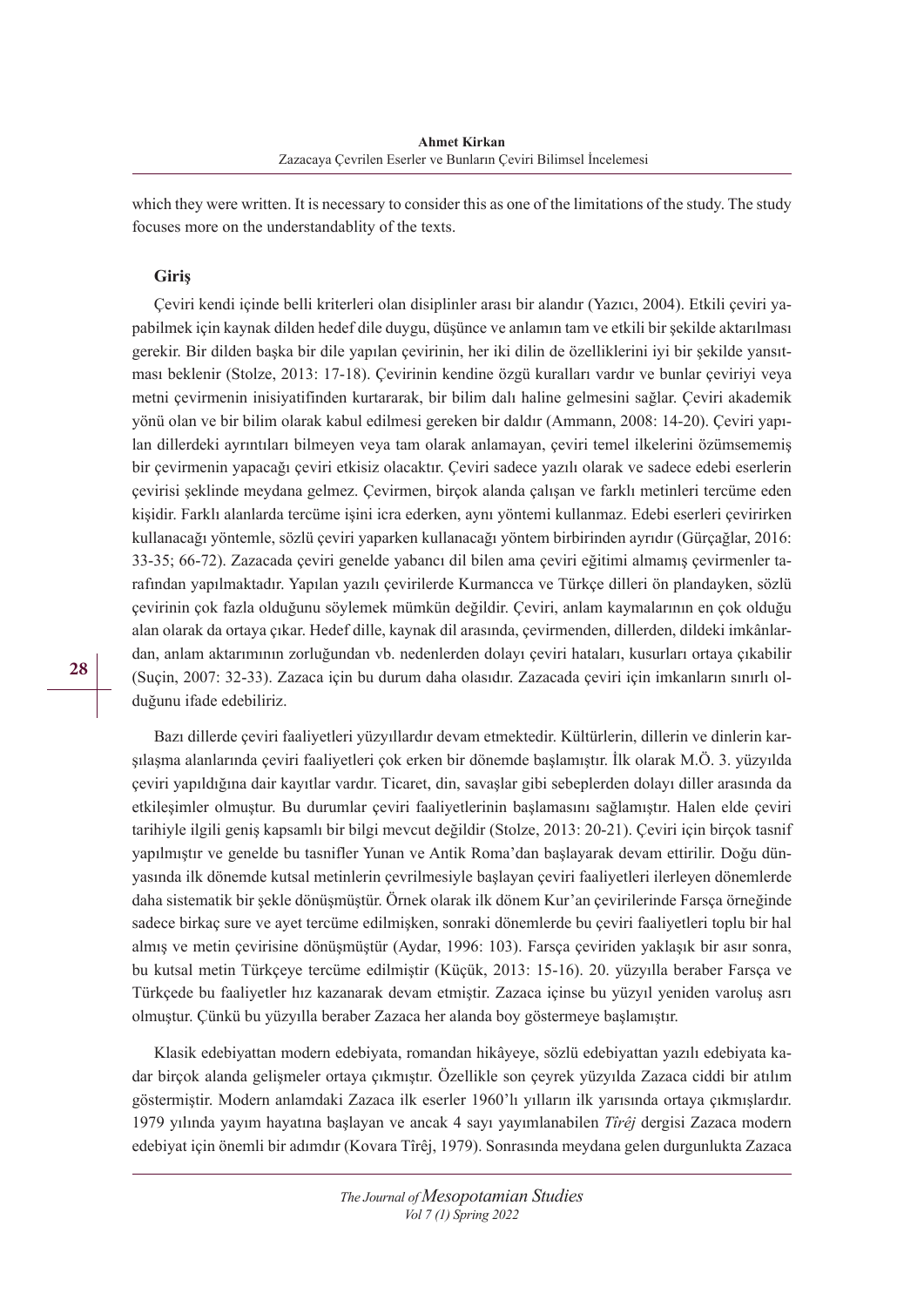which they were written. It is necessary to consider this as one of the limitations of the study. The study focuses more on the understandablity of the texts.

## Giriş

Çeviri kendi içinde belli kriterleri olan disiplinler arası bir alandır (Yazıcı, 2004). Etkili çeviri yapabilmek için kaynak dilden hedef dile duygu, düşünce ve anlamın tam ve etkili bir şekilde aktarılması gerekir. Bir dilden başka bir dile yapılan çevirinin, her iki dilin de özelliklerini iyi bir şekilde yansıtması beklenir (Stolze, 2013: 17-18). Çevirinin kendine özgü kuralları vardır ve bunlar çeviriyi veya metni çevirmenin inisiyatifinden kurtararak, bir bilim dalı haline gelmesini sağlar. Çeviri akademik yönü olan ve bir bilim olarak kabul edilmesi gereken bir daldır (Ammann, 2008: 14-20). Çeviri yapılan dillerdeki ayrıntıları bilmeyen veya tam olarak anlamayan, çeviri temel ilkelerini özümsememiş bir çevirmenin yapacağı çeviri etkisiz olacaktır. Çeviri sadece yazılı olarak ve sadece edebi eserlerin çevirisi şeklinde meydana gelmez. Çevirmen, birçok alanda çalışan ve farklı metinleri tercüme eden kişidir. Farklı alanlarda tercüme işini icra ederken, aynı yöntemi kullanmaz. Edebi eserleri çevirirken kullanacağı yöntemle, sözlü çeviri yaparken kullanacağı yöntem birbirinden ayrıdır (Gürçağlar, 2016: 33-35; 66-72). Zazacada çeviri genelde yabancı dil bilen ama çeviri eğitimi almamış çevirmenler tarafından yapılmaktadır. Yapılan yazılı çevirilerde Kurmancca ve Türkçe dilleri ön plandayken, sözlü çevirinin çok fazla olduğunu söylemek mümkün değildir. Çeviri, anlam kaymalarının en çok olduğu alan olarak da ortaya çıkar. Hedef dille, kaynak dil arasında, çevirmenden, dillerden, dildeki imkânlardan, anlam aktarımının zorluğundan vb. nedenlerden dolayı çeviri hataları, kusurları ortaya çıkabilir (Suçin, 2007: 32-33). Zazaca için bu durum daha olasıdır. Zazacada çeviri için imkanların sınırlı olduğunu ifade edebiliriz.

Bazı dillerde çeviri faaliyetleri yüzyıllardır devam etmektedir. Kültürlerin, dillerin ve dinlerin karşılaşma alanlarında çeviri faaliyetleri çok erken bir dönemde başlamıştır. İlk olarak M.Ö. 3. yüzyılda çeviri yapıldığına dair kayıtlar vardır. Ticaret, din, savaşlar gibi sebeplerden dolayı diller arasında da etkileşimler olmuştur. Bu durumlar çeviri faaliyetlerinin başlamasını sağlamıştır. Halen elde çeviri tarihiyle ilgili geniş kapsamlı bir bilgi mevcut değildir (Stolze, 2013: 20-21). Çeviri için birçok tasnif yapılmıştır ve genelde bu tasnifler Yunan ve Antik Roma'dan başlayarak devam ettirilir. Doğu dünyasında ilk dönemde kutsal metinlerin çevrilmesiyle başlayan çeviri faaliyetleri ilerleyen dönemlerde daha sistematik bir şekle dönüşmüştür. Örnek olarak ilk dönem Kur'an çevirilerinde Farsça örneğinde sadece birkaç sure ve ayet tercüme edilmişken, sonraki dönemlerde bu çeviri faaliyetleri toplu bir hal almış ve metin çevirisine dönüşmüştür (Aydar, 1996: 103). Farsça çeviriden yaklaşık bir asır sonra, bu kutsal metin Türkçeye tercüme edilmiştir (Küçük, 2013: 15-16). 20. yüzyılla beraber Farsça ve Türkçede bu faaliyetler hız kazanarak devam etmiştir. Zazaca içinse bu yüzyıl yeniden varoluş asrı olmuştur. Çünkü bu yüzyılla beraber Zazaca her alanda boy göstermeye başlamıştır.

Klasik edebiyattan modern edebiyata, romandan hikâyeye, sözlü edebiyattan yazılı edebiyata kadar birçok alanda gelişmeler ortaya çıkmıştır. Özellikle son çeyrek yüzyılda Zazaca ciddi bir atılım göstermiştir. Modern anlamdaki Zazaca ilk eserler 1960'lı yılların ilk yarısında ortaya çıkmışlardır. 1979 yılında yayım hayatına başlayan ve ancak 4 sayı yayımlanabilen *Tîrêj* dergisi Zazaca modern edebiyat için önemli bir adımdır (Kovara Tîrêj, 1979). Sonrasında meydana gelen durgunlukta Zazaca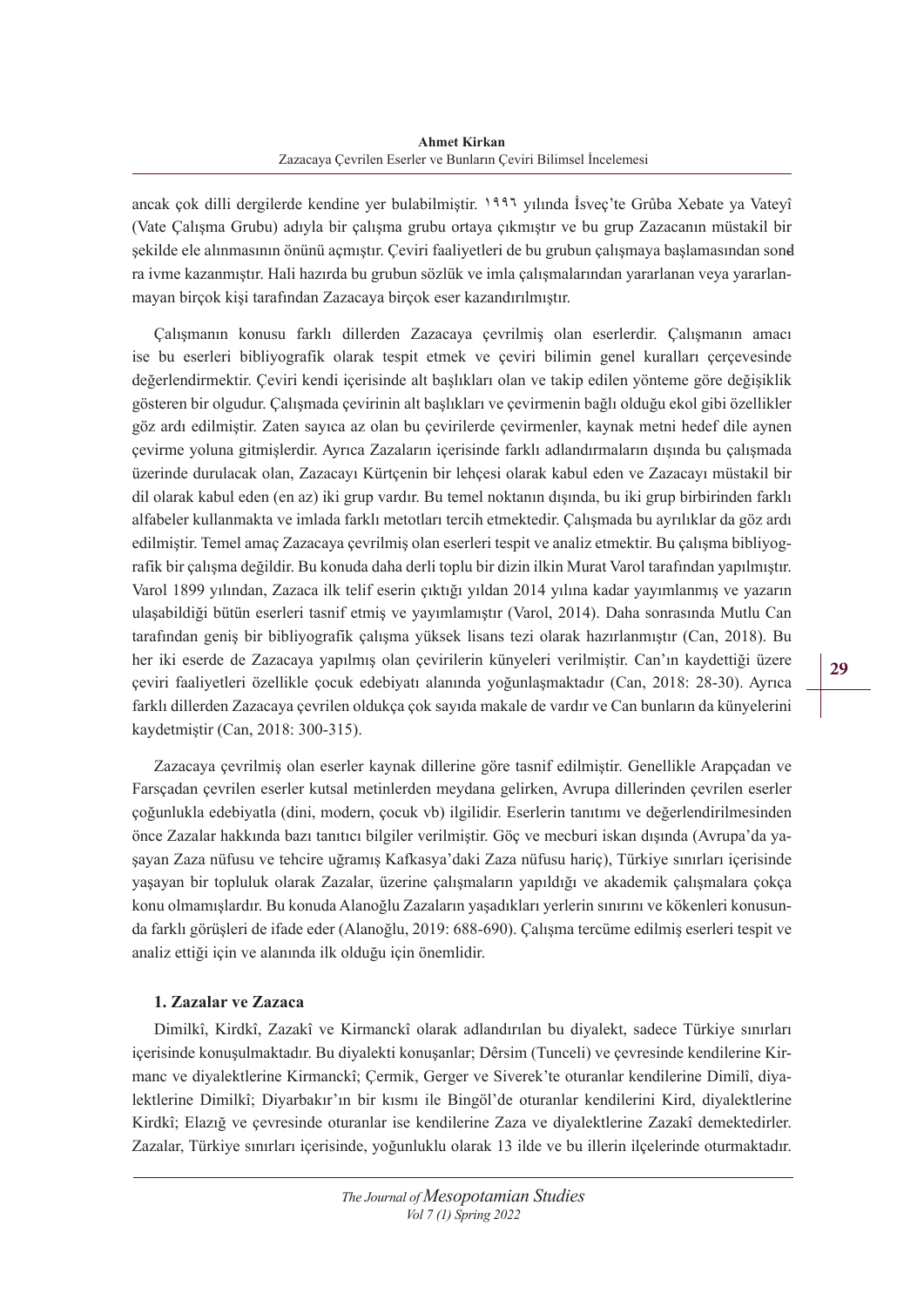ancak çok dilli dergilerde kendine yer bulabilmiştir. ١٩٩٦ yılında İsveç'te Grûba Xebate ya Vateyî (Vate Çalışma Grubu) adıyla bir çalışma grubu ortaya çıkmıştır ve bu grup Zazacanın müstakil bir şekilde ele alınmasının önünü açmıştır. Çeviri faaliyetleri de bu grubun çalışmaya başlamasından sonra ivme kazanmıştır. Hali hazırda bu grubun sözlük ve imla çalışmalarından yararlanan veya yararlanmayan birçok kişi tarafından Zazacaya birçok eser kazandırılmıştır.

Çalışmanın konusu farklı dillerden Zazacaya çevrilmiş olan eserlerdir. Çalışmanın amacı ise bu eserleri bibliyografik olarak tespit etmek ve çeviri bilimin genel kuralları çerçevesinde değerlendirmektir. Çeviri kendi içerisinde alt başlıkları olan ve takip edilen yönteme göre değişiklik gösteren bir olgudur. Çalışmada çevirinin alt başlıkları ve çevirmenin bağlı olduğu ekol gibi özellikler göz ardı edilmiştir. Zaten sayıca az olan bu çevirilerde çevirmenler, kaynak metni hedef dile aynen çevirme yoluna gitmişlerdir. Ayrıca Zazaların içerisinde farklı adlandırmaların dışında bu çalışmada üzerinde durulacak olan, Zazacayı Kürtçenin bir lehçesi olarak kabul eden ve Zazacayı müstakil bir dil olarak kabul eden (en az) iki grup vardır. Bu temel noktanın dışında, bu iki grup birbirinden farklı alfabeler kullanmakta ve imlada farklı metotları tercih etmektedir. Çalışmada bu ayrılıklar da göz ardı edilmiştir. Temel amaç Zazacaya çevrilmiş olan eserleri tespit ve analiz etmektir. Bu çalışma bibliyografik bir çalışma değildir. Bu konuda daha derli toplu bir dizin ilkin Murat Varol tarafından yapılmıştır. Varol 1899 yılından, Zazaca ilk telif eserin çıktığı yıldan 2014 yılına kadar yayımlanmış ve yazarın ulaşabildiği bütün eserleri tasnif etmiş ve yayımlamıştır (Varol, 2014). Daha sonrasında Mutlu Can tarafından geniş bir bibliyografik çalışma yüksek lisans tezi olarak hazırlanmıştır (Can, 2018). Bu her iki eserde de Zazacaya yapılmış olan çevirilerin künyeleri verilmiştir. Can'ın kaydettiği üzere çeviri faaliyetleri özellikle çocuk edebiyatı alanında yoğunlaşmaktadır (Can, 2018: 28-30). Ayrıca farklı dillerden Zazacaya çevrilen oldukça çok sayıda makale de vardır ve Can bunların da künyelerini kaydetmiştir (Can, 2018: 300-315).

Zazacaya çevrilmiş olan eserler kaynak dillerine göre tasnif edilmiştir. Genellikle Arapçadan ve Farsçadan çevrilen eserler kutsal metinlerden meydana gelirken, Avrupa dillerinden çevrilen eserler çoğunlukla edebiyatla (dini, modern, çocuk vb) ilgilidir. Eserlerin tanıtımı ve değerlendirilmesinden önce Zazalar hakkında bazı tanıtıcı bilgiler verilmiştir. Göç ve mecburi iskan dışında (Avrupa'da yaşayan Zaza nüfusu ve tehcire uğramış Kafkasya'daki Zaza nüfusu hariç), Türkiye sınırları içerisinde yaşayan bir topluluk olarak Zazalar, üzerine çalışmaların yapıldığı ve akademik çalışmalara çokça konu olmamışlardır. Bu konuda Alanoğlu Zazaların yaşadıkları yerlerin sınırını ve kökenleri konusunda farklı görüşleri de ifade eder (Alanoğlu, 2019: 688-690). Çalışma tercüme edilmiş eserleri tespit ve analiz ettiği için ve alanında ilk olduğu için önemlidir.

## 1. Zazalar ve Zazaca

Dimilkî, Kirdkî, Zazakî ve Kirmanckî olarak adlandırılan bu diyalekt, sadece Türkiye sınırları içerisinde konuşulmaktadır. Bu diyalekti konuşanlar; Dêrsim (Tunceli) ve çevresinde kendilerine Kirmanc ve diyalektlerine Kirmanckî; Çermik, Gerger ve Siverek'te oturanlar kendilerine Dimilî, diyalektlerine Dimilkî; Diyarbakır'ın bir kısmı ile Bingöl'de oturanlar kendilerini Kird, diyalektlerine Kirdkî; Elazığ ve çevresinde oturanlar ise kendilerine Zaza ve diyalektlerine Zazakî demektedirler. Zazalar, Türkiye sınırları içerisinde, yoğunluklu olarak 13 ilde ve bu illerin ilçelerinde oturmaktadır.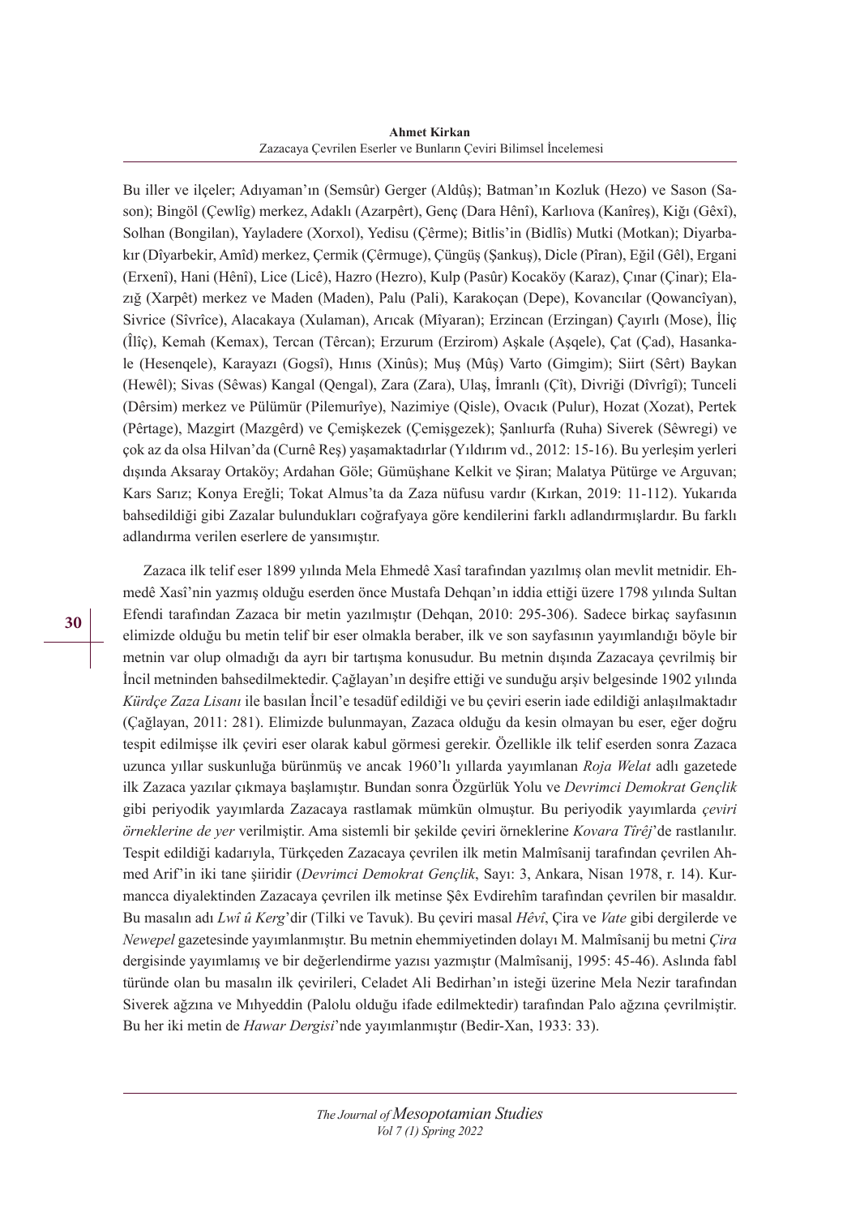Bu iller ve ilçeler; Adıyaman'ın (Semsûr) Gerger (Aldûş); Batman'ın Kozluk (Hezo) ve Sason (Sason); Bingöl (Çewlîg) merkez, Adaklı (Azarpêrt), Genç (Dara Hênî), Karlıova (Kanîreş), Kiğı (Gêxî), Solhan (Bongilan), Yayladere (Xorxol), Yedisu (Çêrme); Bitlis'in (Bidlîs) Mutki (Motkan); Diyarbakır (Dîyarbekir, Amîd) merkez, Çermik (Çêrmuge), Çüngüş (Şankuş), Dicle (Pîran), Eğil (Gêl), Ergani (Erxenî), Hani (Hênî), Lice (Licê), Hazro (Hezro), Kulp (Pasûr) Kocaköy (Karaz), Çınar (Çinar); Elazığ (Xarpêt) merkez ve Maden (Maden), Palu (Pali), Karakoçan (Depe), Kovancılar (Qowancîyan), Sivrice (Sîvrîce), Alacakaya (Xulaman), Arıcak (Mîyaran); Erzincan (Erzingan) Çayırlı (Mose), İliç (Îlîç), Kemah (Kemax), Tercan (Têrcan); Erzurum (Erzirom) Aşkale (Aşqele), Çat (Çad), Hasankale (Hesenqele), Karayazı (Gogsî), Hınıs (Xinûs); Muş (Mûş) Varto (Gimgim); Siirt (Sêrt) Baykan (Hewêl); Sivas (Sêwas) Kangal (Qengal), Zara (Zara), Ulaş, İmranlı (Çît), Divriği (Dîvrîgî); Tunceli (Dêrsim) merkez ve Pülümür (Pilemurîye), Nazimiye (Qisle), Ovacık (Pulur), Hozat (Xozat), Pertek (Pêrtage), Mazgirt (Mazgêrd) ve Çemişkezek (Çemişgezek); Şanlıurfa (Ruha) Siverek (Sêwregi) ve çok az da olsa Hilvan'da (Curnê Reş) yaşamaktadırlar (Yıldırım vd., 2012: 15-16). Bu yerleşim yerleri dışında Aksaray Ortaköy; Ardahan Göle; Gümüşhane Kelkit ve Şiran; Malatya Pütürge ve Arguvan; Kars Sarız; Konya Ereğli; Tokat Almus'ta da Zaza nüfusu vardır (Kırkan, 2019: 11-112). Yukarıda bahsedildiği gibi Zazalar bulundukları coğrafyaya göre kendilerini farklı adlandırmışlardır. Bu farklı adlandırma verilen eserlere de yansımıştır.

Zazaca ilk telif eser 1899 yılında Mela Ehmedê Xasî tarafından yazılmış olan mevlit metnidir. Ehmedê Xasî'nin yazmış olduğu eserden önce Mustafa Dehqan'ın iddia ettiği üzere 1798 yılında Sultan Efendi tarafından Zazaca bir metin yazılmıştır (Dehqan, 2010: 295-306). Sadece birkaç sayfasının elimizde olduğu bu metin telif bir eser olmakla beraber, ilk ve son sayfasının yayımlandığı böyle bir metnin var olup olmadığı da ayrı bir tartışma konusudur. Bu metnin dışında Zazacaya çevrilmiş bir İncil metninden bahsedilmektedir. Çağlayan'ın deşifre ettiği ve sunduğu arşiv belgesinde 1902 yılında *Kürdçe Zaza Lisanı* ile basılan İncil'e tesadüf edildiği ve bu çeviri eserin iade edildiği anlaşılmaktadır (Çağlayan, 2011: 281). Elimizde bulunmayan, Zazaca olduğu da kesin olmayan bu eser, eğer doğru tespit edilmişse ilk çeviri eser olarak kabul görmesi gerekir. Özellikle ilk telif eserden sonra Zazaca uzunca yıllar suskunluğa bürünmüş ve ancak 1960'lı yıllarda yayımlanan *Roja Welat* adlı gazetede ilk Zazaca yazılar çıkmaya başlamıştır. Bundan sonra Özgürlük Yolu ve *Devrimci Demokrat Gençlik* gibi periyodik yayımlarda Zazacaya rastlamak mümkün olmuştur. Bu periyodik yayımlarda *çeviri örneklerine de yer* verilmiştir. Ama sistemli bir şekilde çeviri örneklerine *Kovara Tîrêj*'de rastlanılır. Tespit edildiği kadarıyla, Türkçeden Zazacaya çevrilen ilk metin Malmîsanij tarafından çevrilen Ahmed Arif'in iki tane şiiridir (*Devrimci Demokrat Gençlik*, Sayı: 3, Ankara, Nisan 1978, r. 14). Kurmancca diyalektinden Zazacaya çevrilen ilk metinse Şêx Evdirehîm tarafından çevrilen bir masaldır. Bu masalın adı *Lwî û Kerg*'dir (Tilki ve Tavuk). Bu çeviri masal *Hêvî*, Çira ve *Vate* gibi dergilerde ve *Newepel* gazetesinde yayımlanmıştır. Bu metnin ehemmiyetinden dolayı M. Malmîsanij bu metni *Çira* dergisinde yayımlamış ve bir değerlendirme yazısı yazmıştır (Malmîsanij, 1995: 45-46). Aslında fabl türünde olan bu masalın ilk çevirileri, Celadet Ali Bedirhan'ın isteği üzerine Mela Nezir tarafından Siverek ağzına ve Mıhyeddin (Palolu olduğu ifade edilmektedir) tarafından Palo ağzına çevrilmiştir. Bu her iki metin de *Hawar Dergisi*'nde yayımlanmıştır (Bedir-Xan, 1933: 33).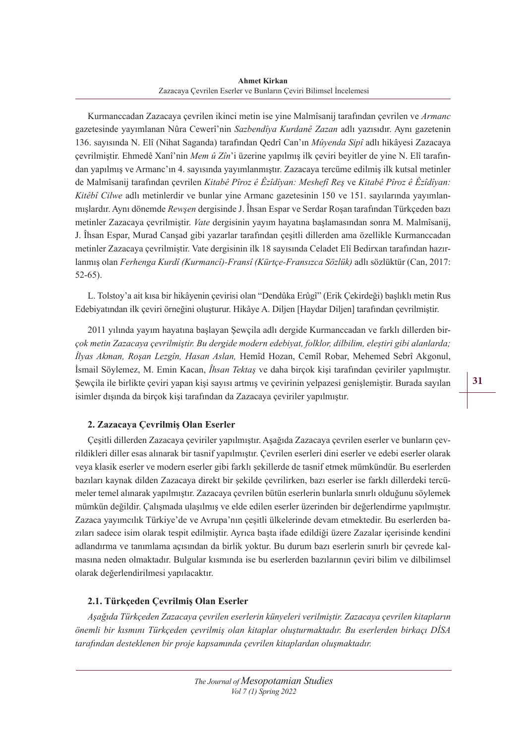Kurmanccadan Zazacaya çevrilen ikinci metin ise yine Malmîsanij tarafından çevrilen ve *Armanc* gazetesinde yayımlanan Nûra Ceweri'nin *Sazbendîya Kurdanê Zazan* adlı yazısıdır. Aynı gazetenin 136. sayısında N. Elî (Nihat Saganda) tarafından Qedrî Can'ın *Mûyenda Sipî* adlı hikâyesi Zazacaya çevrilmiştir. Ehmedê Xanî'nin *Mem û Zîn*'i üzerine yapılmış ilk çeviri beyitler de yine N. Elî tarafından yapılmış ve Armanc'ın 4. sayısında yayımlanmıştır. Zazacaya tercüme edilmiş ilk kutsal metinler de Malmîsanij tarafından çevrilen *Kitabê Pîroz ê Êzîdîyan: Meshefî Reş* ve *Kitabê Pîroz ê Êzîdîyan: Kitêbî Cilwe* adlı metinlerdir ve bunlar yine Armanc gazetesinin 150 ve 151. sayılarında yayımlanmışlardır. Aynı dönemde *Rewşen* dergisinde J. Îhsan Espar ve Serdar Roşan tarafından Türkçeden bazı metinler Zazacaya çevrilmiştir. *Vate* dergisinin yayım hayatına başlamasından sonra M. Malmîsanij, J. Îhsan Espar, Murad Canşad gibi yazarlar tarafından çeşitli dillerden ama özellikle Kurmanccadan metinler Zazacaya çevrilmiştir. Vate dergisinin ilk 18 sayısında Celadet Elî Bedirxan tarafından hazırlanmış olan *Ferhenga Kurdî (Kurmancî)-Fransî (Kürtçe-Fransızca Sözlük)* adlı sözlüktür (Can, 2017: 52-65).

L. Tolstoy'a ait kısa bir hikâyenin çevirisi olan "Dendûka Erûgî" (Erik Çekirdeği) başlıklı metin Rus Edebiyatından ilk çeviri örneğini oluşturur. Hikâye A. Diljen [Haydar Diljen] tarafından çevrilmiştir.

2011 yılında yayım hayatına başlayan Şewçila adlı dergide Kurmanccadan ve farklı dillerden bir*çok metin Zazacaya çevrilmiştir. Bu dergide modern edebiyat, folklor, dilbilim, eleştiri gibi alanlarda; İlyas Akman, Roşan Lezgîn, Hasan Aslan,* Hemîd Hozan, Cemîl Robar, Mehemed Sebrî Akgonul, İsmail Söylemez, M. Emin Kacan, *Îhsan Tektaş* ve daha birçok kişi tarafından çeviriler yapılmıştır. Şewçila ile birlikte çeviri yapan kişi sayısı artmış ve çevirinin yelpazesi genişlemiştir. Burada sayılan isimler dışında da birçok kişi tarafından da Zazacaya çeviriler yapılmıştır.

## 2. Zazacaya Çevrilmiş Olan Eserler

Çeşitli dillerden Zazacaya çeviriler yapılmıştır. Aşağıda Zazacaya çevrilen eserler ve bunların çevrildikleri diller esas alınarak bir tasnif yapılmıştır. Çevrilen eserleri dini eserler ve edebi eserler olarak veya klasik eserler ve modern eserler gibi farklı şekillerde de tasnif etmek mümkündür. Bu eserlerden bazıları kaynak dilden Zazacaya direkt bir şekilde çevrilirken, bazı eserler ise farklı dillerdeki tercümeler temel alınarak yapılmıştır. Zazacaya çevrilen bütün eserlerin bunlarla sınırlı olduğunu söylemek mümkün değildir. Çalışmada ulaşılmış ve elde edilen eserler üzerinden bir değerlendirme yapılmıştır. Zazaca yayımcılık Türkiye'de ve Avrupa'nın çeşitli ülkelerinde devam etmektedir. Bu eserlerden bazıları sadece isim olarak tespit edilmiştir. Ayrıca başta ifade edildiği üzere Zazalar içerisinde kendini adlandırma ve tanımlama açısından da birlik yoktur. Bu durum bazı eserlerin sınırlı bir çevrede kalmasına neden olmaktadır. Bulgular kısmında ise bu eserlerden bazılarının çeviri bilim ve dilbilimsel olarak değerlendirilmesi yapılacaktır.

### 2.1. Türkçeden Çevrilmiş Olan Eserler

*Aşağıda Türkçeden Zazacaya çevrilen eserlerin künyeleri verilmiştir. Zazacaya çevrilen kitapların önemli bir kısmını Türkçeden çevrilmiş olan kitaplar oluşturmaktadır. Bu eserlerden birkaçı DİSA tarafından desteklenen bir proje kapsamında çevrilen kitaplardan oluşmaktadır.*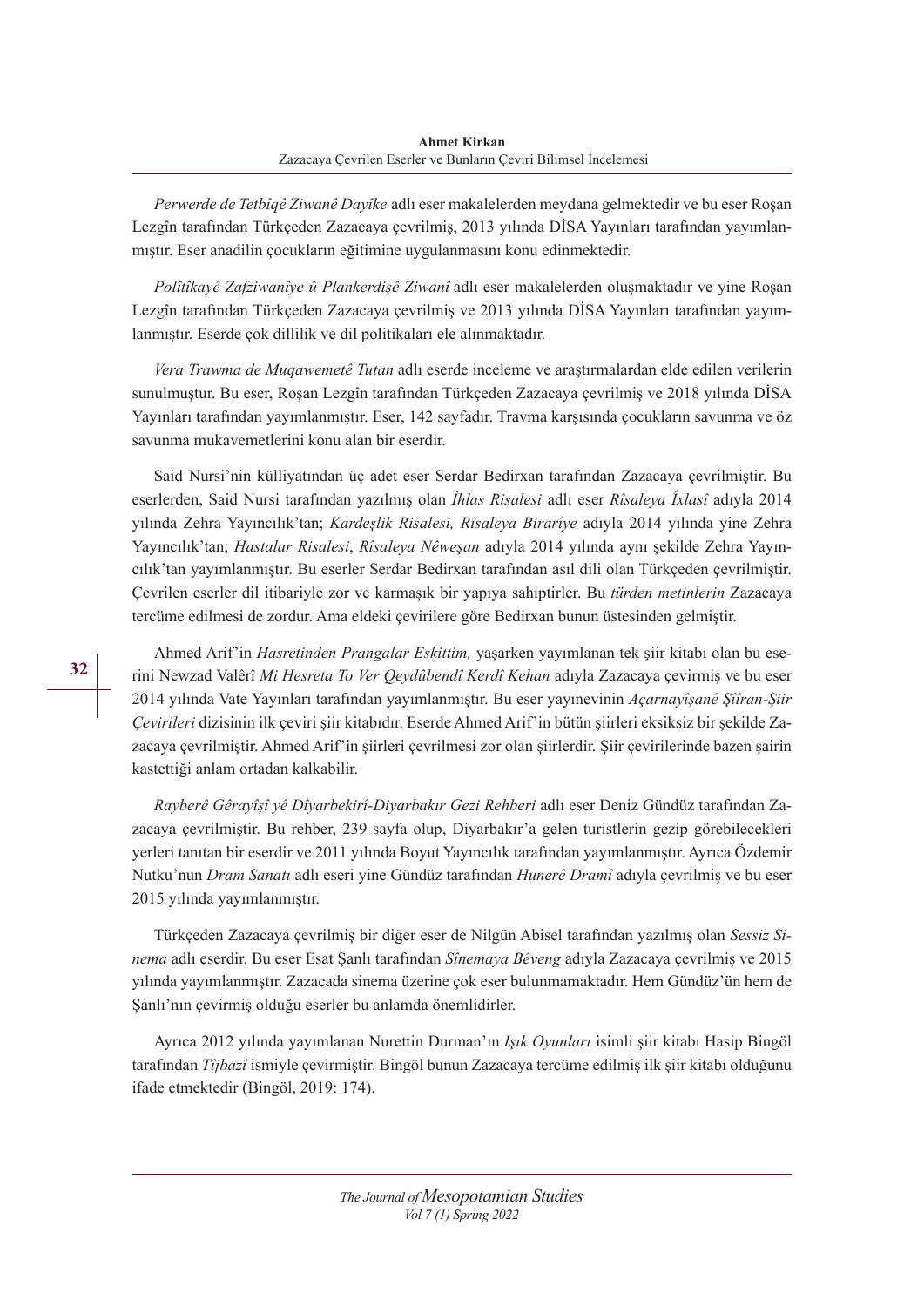*Perwerde de Tetbîqê Ziwanê Dayîke* adlı eser makalelerden meydana gelmektedir ve bu eser Roşan Lezgîn tarafından Türkçeden Zazacaya çevrilmiş, 2013 yılında DİSA Yayınları tarafından yayımlanmıştır. Eser anadilin çocukların eğitimine uygulanmasını konu edinmektedir.

*Polîtîkayê Zafziwanîye û Plankerdişê Ziwanî* adlı eser makalelerden oluşmaktadır ve yine Roşan Lezgîn tarafından Türkçeden Zazacaya çevrilmiş ve 2013 yılında DİSA Yayınları tarafından yayımlanmıştır. Eserde çok dillilik ve dil politikaları ele alınmaktadır.

*Vera Trawma de Muqawemetê Tutan* adlı eserde inceleme ve araştırmalardan elde edilen verilerin sunulmuştur. Bu eser, Roşan Lezgîn tarafından Türkçeden Zazacaya çevrilmiş ve 2018 yılında DİSA Yayınları tarafından yayımlanmıştır. Eser, 142 sayfadır. Travma karşısında çocukların savunma ve öz savunma mukavemetlerini konu alan bir eserdir.

Said Nursi'nin külliyatından üç adet eser Serdar Bedirxan tarafından Zazacaya çevrilmiştir. Bu eserlerden, Said Nursi tarafından yazılmış olan *İhlas Risalesi* adlı eser *Rîsaleya Îxlasî* adıyla 2014 yılında Zehra Yayıncılık'tan; *Kardeşlik Risalesi, Rîsaleya Birarîye* adıyla 2014 yılında yine Zehra Yayıncılık'tan; *Hastalar Risalesi*, *Rîsaleya Nêweşan* adıyla 2014 yılında aynı şekilde Zehra Yayıncılık'tan yayımlanmıştır. Bu eserler Serdar Bedirxan tarafından asıl dili olan Türkçeden çevrilmiştir. Çevrilen eserler dil itibariyle zor ve karmaşık bir yapıya sahiptirler. Bu *türden metinlerin* Zazacaya tercüme edilmesi de zordur. Ama eldeki çevirilere göre Bedirxan bunun üstesinden gelmiştir.

Ahmed Arif'in *Hasretinden Prangalar Eskittim,* yaşarken yayımlanan tek şiir kitabı olan bu eserini Newzad Valêrî *Mi Hesreta To Ver Qeydûbendî Kerdî Kehan* adıyla Zazacaya çevirmiş ve bu eser 2014 yılında Vate Yayınları tarafından yayımlanmıştır. Bu eser yayınevinin *Açarnayîşanê Şîîran-Şiir Çevirileri* dizisinin ilk çeviri şiir kitabıdır. Eserde Ahmed Arif'in bütün şiirleri eksiksiz bir şekilde Zazacaya çevrilmiştir. Ahmed Arif'in şiirleri çevrilmesi zor olan şiirlerdir. Şiir çevirilerinde bazen şairin kastettiği anlam ortadan kalkabilir.

*Rayberê Gêrayîşî yê Dîyarbekirî-Diyarbakır Gezi Rehberi* adlı eser Deniz Gündüz tarafından Zazacaya çevrilmiştir. Bu rehber, 239 sayfa olup, Diyarbakır'a gelen turistlerin gezip görebilecekleri yerleri tanıtan bir eserdir ve 2011 yılında Boyut Yayıncılık tarafından yayımlanmıştır. Ayrıca Özdemir Nutku'nun *Dram Sanatı* adlı eseri yine Gündüz tarafından *Hunerê Dramî* adıyla çevrilmiş ve bu eser 2015 yılında yayımlanmıştır.

Türkçeden Zazacaya çevrilmiş bir diğer eser de Nilgün Abisel tarafından yazılmış olan *Sessiz Sinema* adlı eserdir. Bu eser Esat Şanlı tarafından *Sînemaya Bêveng* adıyla Zazacaya çevrilmiş ve 2015 yılında yayımlanmıştır. Zazacada sinema üzerine çok eser bulunmamaktadır. Hem Gündüz'ün hem de Şanlı'nın çevirmiş olduğu eserler bu anlamda önemlidirler.

Ayrıca 2012 yılında yayımlanan Nurettin Durman'ın *Işık Oyunları* isimli şiir kitabı Hasip Bingöl tarafından *Tîjbazî* ismiyle çevirmiştir. Bingöl bunun Zazacaya tercüme edilmiş ilk şiir kitabı olduğunu ifade etmektedir (Bingöl, 2019: 174).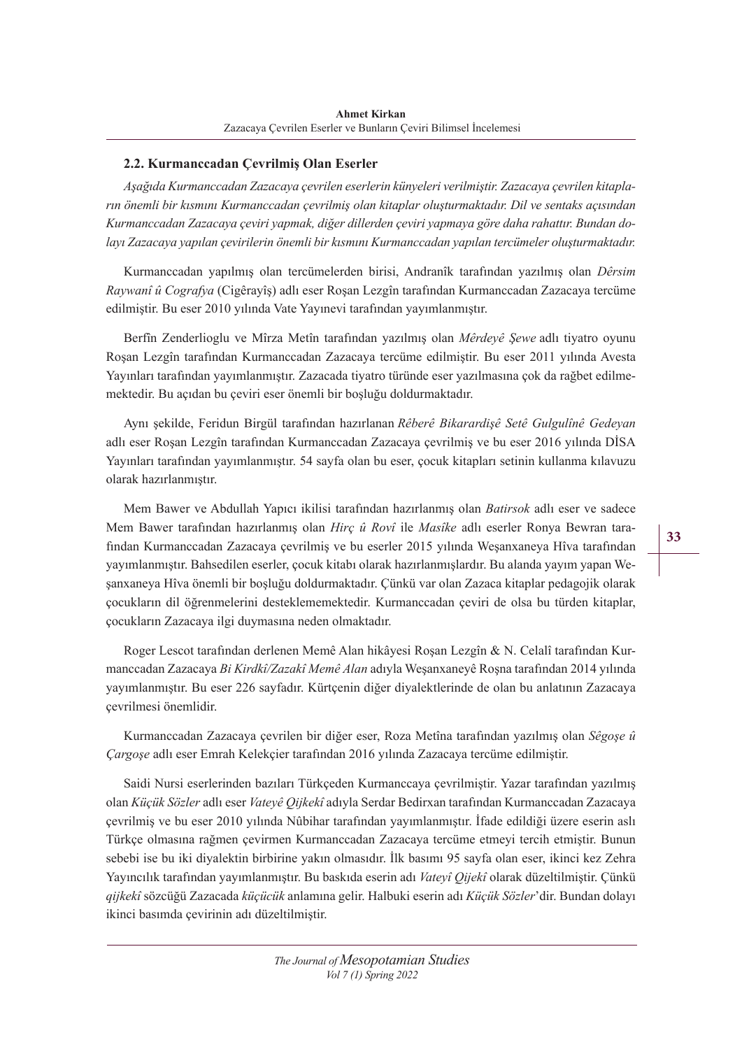### 2.2. Kurmanccadan Çevrilmiş Olan Eserler

*Aşağıda Kurmanccadan Zazacaya çevrilen eserlerin künyeleri verilmiştir. Zazacaya çevrilen kitapların önemli bir kısmını Kurmanccadan çevrilmiş olan kitaplar oluşturmaktadır. Dil ve sentaks açısından Kurmanccadan Zazacaya çeviri yapmak, diğer dillerden çeviri yapmaya göre daha rahattır. Bundan dolayı Zazacaya yapılan çevirilerin önemli bir kısmını Kurmanccadan yapılan tercümeler oluşturmaktadır.*

Kurmanccadan yapılmış olan tercümelerden birisi, Andranîk tarafından yazılmış olan *Dêrsim Raywanî û Cografya* (Cigêrayîş) adlı eser Roşan Lezgîn tarafından Kurmanccadan Zazacaya tercüme edilmiştir. Bu eser 2010 yılında Vate Yayınevi tarafından yayımlanmıştır.

Berfîn Zenderlioglu ve Mîrza Metîn tarafından yazılmış olan *Mêrdeyê Şewe* adlı tiyatro oyunu Roşan Lezgîn tarafından Kurmanccadan Zazacaya tercüme edilmiştir. Bu eser 2011 yılında Avesta Yayınları tarafından yayımlanmıştır. Zazacada tiyatro türünde eser yazılmasına çok da rağbet edilmemektedir. Bu açıdan bu çeviri eser önemli bir boşluğu doldurmaktadır.

Aynı şekilde, Feridun Birgül tarafından hazırlanan *Rêberê Bikarardişê Setê Gulgulînê Gedeyan* adlı eser Roşan Lezgîn tarafından Kurmanccadan Zazacaya çevrilmiş ve bu eser 2016 yılında DİSA Yayınları tarafından yayımlanmıştır. 54 sayfa olan bu eser, çocuk kitapları setinin kullanma kılavuzu olarak hazırlanmıştır.

Mem Bawer ve Abdullah Yapıcı ikilisi tarafından hazırlanmış olan *Batirsok* adlı eser ve sadece Mem Bawer tarafından hazırlanmış olan *Hirç û Rovî* ile *Masîke* adlı eserler Ronya Bewran tarafından Kurmanccadan Zazacaya çevrilmiş ve bu eserler 2015 yılında Weşanxaneya Hîva tarafından yayımlanmıştır. Bahsedilen eserler, çocuk kitabı olarak hazırlanmışlardır. Bu alanda yayım yapan Weşanxaneya Hîva önemli bir boşluğu doldurmaktadır. Çünkü var olan Zazaca kitaplar pedagojik olarak çocukların dil öğrenmelerini desteklememektedir. Kurmanccadan çeviri de olsa bu türden kitaplar, çocukların Zazacaya ilgi duymasına neden olmaktadır.

Roger Lescot tarafından derlenen Memê Alan hikâyesi Roşan Lezgîn & N. Celalî tarafından Kurmanccadan Zazacaya *Bi Kirdkî/Zazakî Memê Alan* adıyla Weşanxaneyê Roşna tarafından 2014 yılında yayımlanmıştır. Bu eser 226 sayfadır. Kürtçenin diğer diyalektlerinde de olan bu anlatının Zazacaya çevrilmesi önemlidir.

Kurmanccadan Zazacaya çevrilen bir diğer eser, Roza Metîna tarafından yazılmış olan *Sêgoşe û Çargoşe* adlı eser Emrah Kelekçier tarafından 2016 yılında Zazacaya tercüme edilmiştir.

Saidi Nursi eserlerinden bazıları Türkçeden Kurmanccaya çevrilmiştir. Yazar tarafından yazılmış olan *Küçük Sözler* adlı eser *Vateyê Qijkekî* adıyla Serdar Bedirxan tarafından Kurmanccadan Zazacaya çevrilmiş ve bu eser 2010 yılında Nûbihar tarafından yayımlanmıştır. İfade edildiği üzere eserin aslı Türkçe olmasına rağmen çevirmen Kurmanccadan Zazacaya tercüme etmeyi tercih etmiştir. Bunun sebebi ise bu iki diyalektin birbirine yakın olmasıdır. İlk basımı 95 sayfa olan eser, ikinci kez Zehra Yayıncılık tarafından yayımlanmıştır. Bu baskıda eserin adı *Vateyî Qijekî* olarak düzeltilmiştir. Çünkü *qijkekî* sözcüğü Zazacada *küçücük* anlamına gelir. Halbuki eserin adı *Küçük Sözler*'dir. Bundan dolayı ikinci basımda çevirinin adı düzeltilmiştir.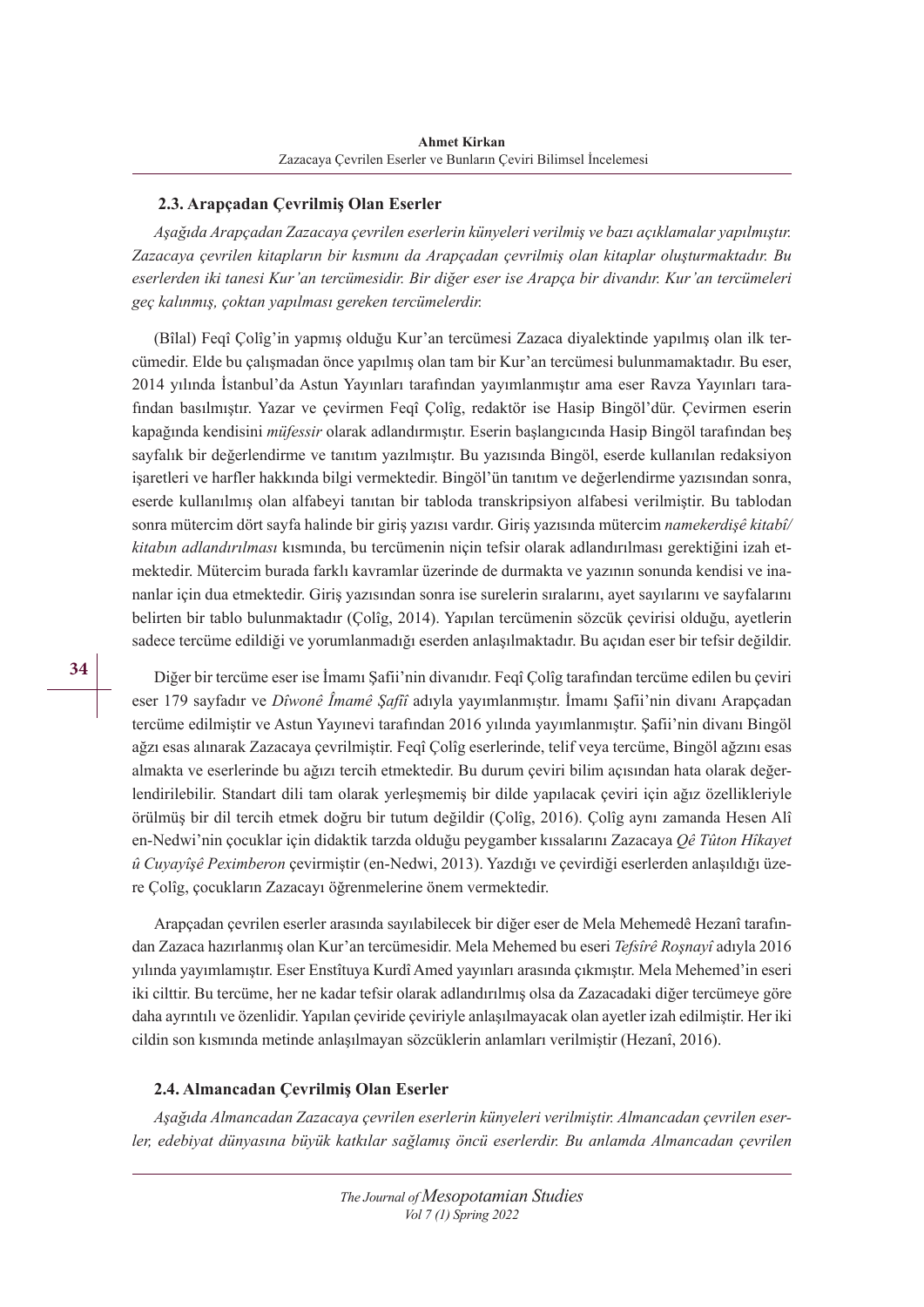### 2.3. Arapçadan Çevrilmiş Olan Eserler

*Aşağıda Arapçadan Zazacaya çevrilen eserlerin künyeleri verilmiş ve bazı açıklamalar yapılmıştır. Zazacaya çevrilen kitapların bir kısmını da Arapçadan çevrilmiş olan kitaplar oluşturmaktadır. Bu eserlerden iki tanesi Kur'an tercümesidir. Bir diğer eser ise Arapça bir divandır. Kur'an tercümeleri geç kalınmış, çoktan yapılması gereken tercümelerdir.*

(Bîlal) Feqî Çolîg'in yapmış olduğu Kur'an tercümesi Zazaca diyalektinde yapılmış olan ilk tercümedir. Elde bu çalışmadan önce yapılmış olan tam bir Kur'an tercümesi bulunmamaktadır. Bu eser, 2014 yılında İstanbul'da Astun Yayınları tarafından yayımlanmıştır ama eser Ravza Yayınları tarafından basılmıştır. Yazar ve çevirmen Feqî Çolîg, redaktör ise Hasip Bingöl'dür. Çevirmen eserin kapağında kendisini *müfessir* olarak adlandırmıştır. Eserin başlangıcında Hasip Bingöl tarafından beş sayfalık bir değerlendirme ve tanıtım yazılmıştır. Bu yazısında Bingöl, eserde kullanılan redaksiyon işaretleri ve harfler hakkında bilgi vermektedir. Bingöl'ün tanıtım ve değerlendirme yazısından sonra, eserde kullanılmış olan alfabeyi tanıtan bir tabloda transkripsiyon alfabesi verilmiştir. Bu tablodan sonra mütercim dört sayfa halinde bir giriş yazısı vardır. Giriş yazısında mütercim *namekerdişê kitabî/kitabın adlandırılması* kısmında, bu tercümenin niçin tefsir olarak adlandırılması gerektiğini izah etmektedir. Mütercim burada farklı kavramlar üzerinde de durmakta ve yazının sonunda kendisi ve inananlar için dua etmektedir. Giriş yazısından sonra ise surelerin sıralarını, ayet sayılarını ve sayfalarını belirten bir tablo bulunmaktadır (Çolîg, 2014). Yapılan tercümenin sözcük çevirisi olduğu, ayetlerin sadece tercüme edildiği ve yorumlanmadığı eserden anlaşılmaktadır. Bu açıdan eser bir tefsir değildir.

Diğer bir tercüme eser ise İmamı Şafii'nin divanıdır. Feqî Çolîg tarafından tercüme edilen bu çeviri eser 179 sayfadır ve *Dîwonê Îmamê Şafiî* adıyla yayımlanmıştır. İmamı Şafii'nin divanı Arapçadan tercüme edilmiştir ve Astun Yayınevi tarafından 2016 yılında yayımlanmıştır. Şafii'nin divanı Bingöl ağzı esas alınarak Zazacaya çevrilmiştir. Feqî Çolîg eserlerinde, telif veya tercüme, Bingöl ağzını esas almakta ve eserlerinde bu ağzı tercih etmektedir. Bu durum çeviri bilim açısından hata olarak değerlendirilebilir. Standart dili tam olarak yerleşmemiş bir dilde yapılacak çeviri için ağız özellikleriyle örülmüş bir dil tercih etmek doğru bir tutum değildir (Çolîg, 2016). Çolîg aynı zamanda Hesen Alî en-Nedwi'nin çocuklar için didaktik tarzda olduğu peygamber kıssalarını Zazacaya *Qê Tûton Hîkayet û Cuyayîşê Peximberon* çevirmiştir (en-Nedwi, 2013). Yazdığı ve çevirdiği eserlerden anlaşıldığı üzere Çolîg, çocukların Zazacayı öğrenmelerine önem vermektedir.

Arapçadan çevrilen eserler arasında sayılabilecek bir diğer eser de Mela Mehemedê Hezanî tarafından Zazaca hazırlanmış olan Kur'an tercümesidir. Mela Mehemed bu eseri *Tefsîrê Roşnayî* adıyla 2016 yılında yayımlamıştır. Eser Enstîtuya Kurdî Amed yayınları arasında çıkmıştır. Mela Mehemed'in eseri iki cilttir. Bu tercüme, her ne kadar tefsir olarak adlandırılmış olsa da Zazacadaki diğer tercümeye göre daha ayrıntılı ve özenlidir. Yapılan çeviride çeviriyle anlaşılmayacak olan ayetler izah edilmiştir. Her iki cildin son kısmında metinde anlaşılmayan sözcüklerin anlamları verilmiştir (Hezanî, 2016).

### 2.4. Almancadan Çevrilmiş Olan Eserler

*Aşağıda Almancadan Zazacaya çevrilen eserlerin künyeleri verilmiştir. Almancadan çevrilen eserler, edebiyat dünyasına büyük katkılar sağlamış öncü eserlerdir. Bu anlamda Almancadan çevrilen*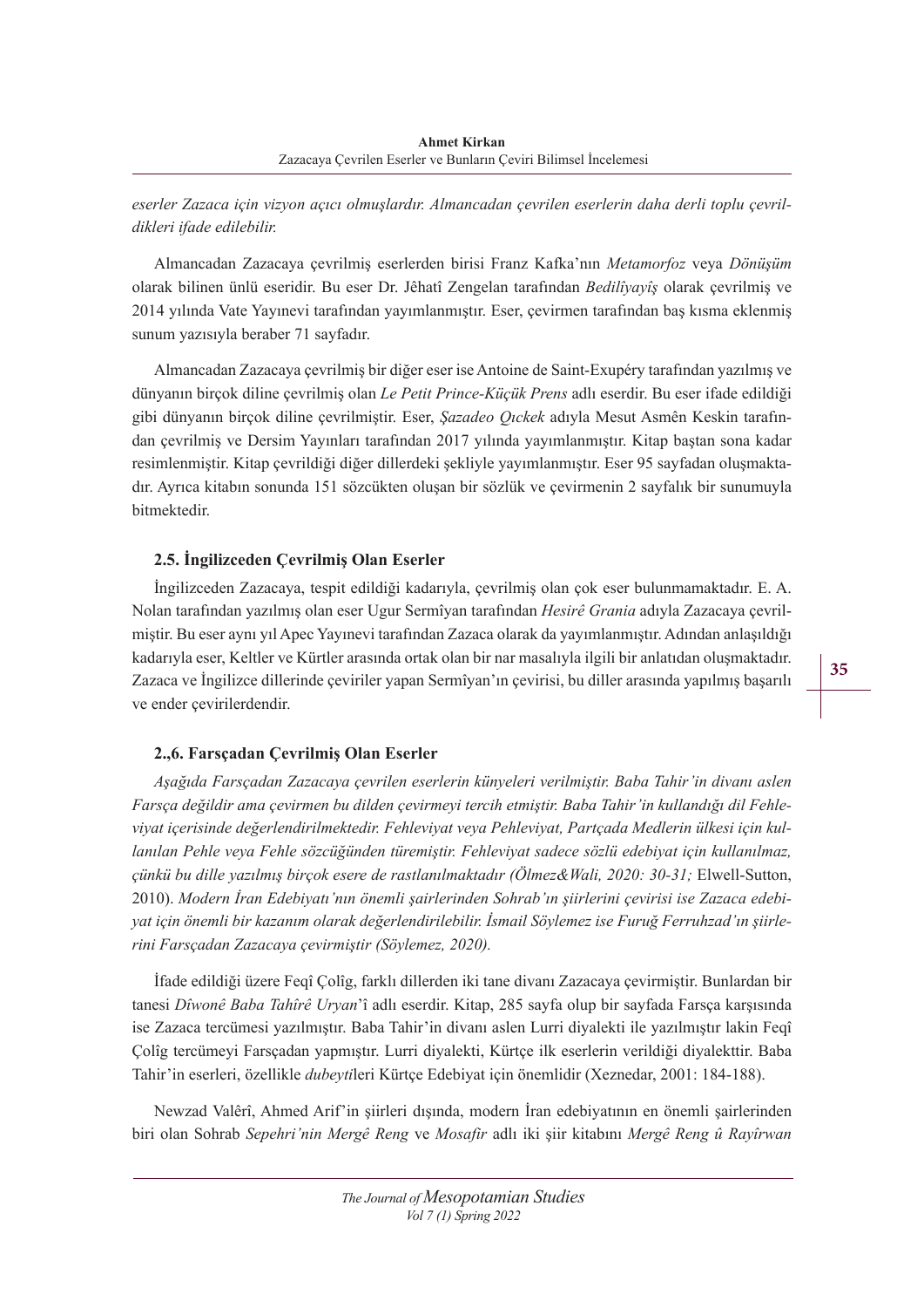*eserler Zazaca için vizyon açıcı olmuşlardır. Almancadan çevrilen eserlerin daha derli toplu çevrildikleri ifade edilebilir.*

Almancadan Zazacaya çevrilmiş eserlerden birisi Franz Kafka'nın *Metamorfoz* veya *Dönüşüm* olarak bilinen ünlü eseridir. Bu eser Dr. Jêhatî Zengelan tarafından *Bedilîyayîş* olarak çevrilmiş ve 2014 yılında Vate Yayınevi tarafından yayımlanmıştır. Eser, çevirmen tarafından baş kısma eklenmiş sunum yazısıyla beraber 71 sayfadır.

Almancadan Zazacaya çevrilmiş bir diğer eser ise Antoine de Saint-Exupéry tarafından yazılmış ve dünyanın birçok diline çevrilmiş olan *Le Petit Prince-Küçük Prens* adlı eserdir. Bu eser ifade edildiği gibi dünyanın birçok diline çevrilmiştir. Eser, *Şazadeo Qıckek* adıyla Mesut Asmên Keskin tarafından çevrilmiş ve Dersim Yayınları tarafından 2017 yılında yayımlanmıştır. Kitap baştan sona kadar resimlenmiştir. Kitap çevrildiği diğer dillerdeki şekliyle yayımlanmıştır. Eser 95 sayfadan oluşmaktadır. Ayrıca kitabın sonunda 151 sözcükten oluşan bir sözlük ve çevirmenin 2 sayfalık bir sunumuyla bitmektedir.

### 2.5. İngilizceden Çevrilmiş Olan Eserler

İngilizceden Zazacaya, tespit edildiği kadarıyla, çevrilmiş olan çok eser bulunmamaktadır. E. A. Nolan tarafından yazılmış olan eser Ugur Sermîyan tarafından *Hesirê Grania* adıyla Zazacaya çevrilmiştir. Bu eser aynı yıl Apec Yayınevi tarafından Zazaca olarak da yayımlanmıştır. Adından anlaşıldığı kadarıyla eser, Keltler ve Kürtler arasında ortak olan bir nar masalıyla ilgili bir anlatıdan oluşmaktadır. Zazaca ve İngilizce dillerinde çeviriler yapan Sermîyan'ın çevirisi, bu diller arasında yapılmış başarılı ve ender çevirilerdendir.

### 2.,6. Farsçadan Çevrilmiş Olan Eserler

*Aşağıda Farsçadan Zazacaya çevrilen eserlerin künyeleri verilmiştir. Baba Tahir'in divanı aslen Farsça değildir ama çevirmen bu dilden çevirmeyi tercih etmiştir. Baba Tahir'in kullandığı dil Fehleviyat içerisinde değerlendirilmektedir. Fehleviyat veya Pehleviyat, Partçada Medlerin ülkesi için kullanılan Pehle veya Fehle sözcüğünden türemiştir. Fehleviyat sadece sözlü edebiyat için kullanılmaz, çünkü bu dille yazılmış birçok esere de rastlanılmaktadır (Ölmez&Wali, 2020: 30-31;* Elwell-Sutton, 2010). *Modern İran Edebiyatı'nın önemli şairlerinden Sohrab'ın şiirlerini çevirisi ise Zazaca edebiyat için önemli bir kazanım olarak değerlendirilebilir. İsmail Söylemez ise Furuğ Ferruhzad'ın şiirlerini Farsçadan Zazacaya çevirmiştir (Söylemez, 2020).*

İfade edildiği üzere Feqî Çolîg, farklı dillerden iki tane divanı Zazacaya çevirmiştir. Bunlardan bir tanesi *Dîwonê Baba Tahîrê Uryan*'î adlı eserdir. Kitap, 285 sayfa olup bir sayfada Farsça karşısında ise Zazaca tercümesi yazılmıştır. Baba Tahir'in divanı aslen Lurri diyalekti ile yazılmıştır lakin Feqî Çolîg tercümeyi Farsçadan yapmıştır. Lurri diyalekti, Kürtçe ilk eserlerin verildiği diyalekttir. Baba Tahir'in eserleri, özellikle *dubeyti*leri Kürtçe Edebiyat için önemlidir (Xeznedar, 2001: 184-188).

Newzad Valêrî, Ahmed Arif'in şiirleri dışında, modern İran edebiyatının en önemli şairlerinden biri olan Sohrab *Sepehri'nin Mergê Reng* ve *Mosafir* adlı iki şiir kitabını *Mergê Reng û Rayîrwan*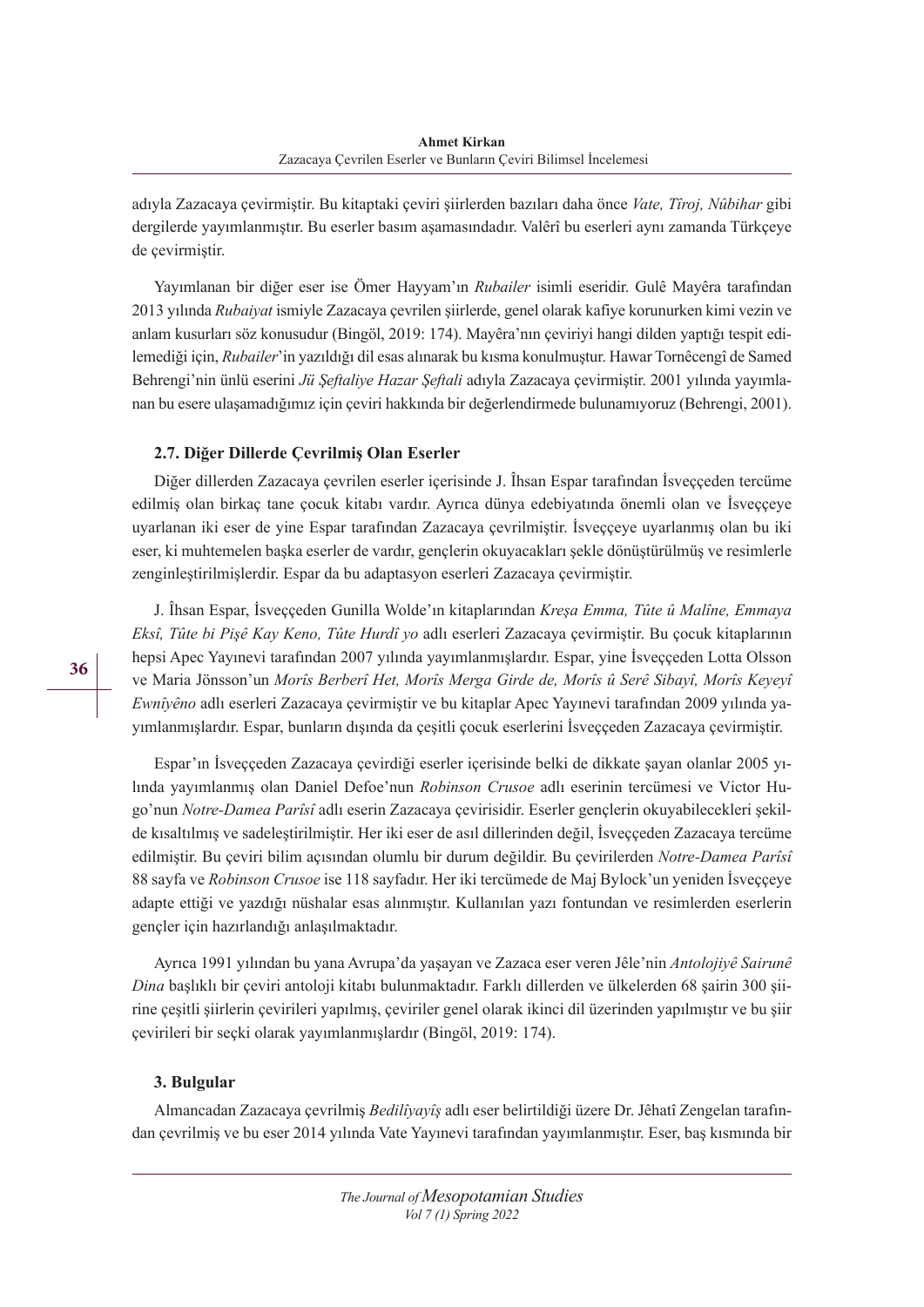adıyla Zazacaya çevirmiştir. Bu kitaptaki çeviri şiirlerden bazıları daha önce *Vate, Tîroj, Nûbihar* gibi dergilerde yayımlanmıştır. Bu eserler basım aşamasındadır. Valêrî bu eserleri aynı zamanda Türkçeye de çevirmiştir.

Yayımlanan bir diğer eser ise Ömer Hayyam'ın *Rubailer* isimli eseridir. Gulê Mayêra tarafından 2013 yılında *Rubaiyat* ismiyle Zazacaya çevrilen şiirlerde, genel olarak kafiye korunurken kimi vezin ve anlam kusurları söz konusudur (Bingöl, 2019: 174). Mayêra'nın çeviriyi hangi dilden yaptığı tespit edilemediği için, *Rubailer*'in yazıldığı dil esas alınarak bu kısma konulmuştur. Hawar Tornêcengî de Samed Behrengi'nin ünlü eserini *Jü Şeftaliye Hazar Şeftali* adıyla Zazacaya çevirmiştir. 2001 yılında yayımlanan bu esere ulaşamadığımız için çeviri hakkında bir değerlendirmede bulunamıyoruz (Behrengi, 2001).

### 2.7. Diğer Dillerde Çevrilmiş Olan Eserler

Diğer dillerden Zazacaya çevrilen eserler içerisinde J. Îhsan Espar tarafından İsveççeden tercüme edilmiş olan birkaç tane çocuk kitabı vardır. Ayrıca dünya edebiyatında önemli olan ve İsveççeye uyarlanan iki eser de yine Espar tarafından Zazacaya çevrilmiştir. İsveççeye uyarlanmış olan bu iki eser, ki muhtemelen başka eserler de vardır, gençlerin okuyacakları şekle dönüştürülmüş ve resimlerle zenginleştirilmişlerdir. Espar da bu adaptasyon eserleri Zazacaya çevirmiştir.

J. Îhsan Espar, İsveççeden Gunilla Wolde'ın kitaplarından *Kreşa Emma, Tûte û Malîne, Emmaya Eksî, Tûte bi Pişê Kay Keno, Tûte Hurdî yo* adlı eserleri Zazacaya çevirmiştir. Bu çocuk kitaplarının hepsi Apec Yayınevi tarafından 2007 yılında yayımlanmışlardır. Espar, yine İsveççeden Lotta Olsson ve Maria Jönsson'un *Morîs Berberî Het, Morîs Merga Girde de, Morîs û Serê Sibayî, Morîs Keyeyî Ewnîyêno* adlı eserleri Zazacaya çevirmiştir ve bu kitaplar Apec Yayınevi tarafından 2009 yılında yayımlanmışlardır. Espar, bunların dışında da çeşitli çocuk eserlerini İsveççeden Zazacaya çevirmiştir.

Espar'ın İsveççeden Zazacaya çevirdiği eserler içerisinde belki de dikkate şayan olanlar 2005 yılında yayımlanmış olan Daniel Defoe'nun *Robinson Crusoe* adlı eserinin tercümesi ve Victor Hugo'nun *Notre-Damea Parîsî* adlı eserin Zazacaya çevirisidir. Eserler gençlerin okuyabilecekleri şekilde kısaltılmış ve sadeleştirilmiştir. Her iki eser de asıl dillerinden değil, İsveççeden Zazacaya tercüme edilmiştir. Bu çeviri bilim açısından olumlu bir durum değildir. Bu çevirilerden *Notre-Damea Parîsî* 88 sayfa ve *Robinson Crusoe* ise 118 sayfadır. Her iki tercümede de Maj Bylock'un yeniden İsveççeye adapte ettiği ve yazdığı nüshalar esas alınmıştır. Kullanılan yazı fontundan ve resimlerden eserlerin gençler için hazırlandığı anlaşılmaktadır.

Ayrıca 1991 yılından bu yana Avrupa'da yaşayan ve Zazaca eser veren Jêle'nin *Antolojiyê Sairunê Dina* başlıklı bir çeviri antoloji kitabı bulunmaktadır. Farklı dillerden ve ülkelerden 68 şairin 300 şiirine çeşitli şiirlerin çevirileri yapılmış, çeviriler genel olarak ikinci dil üzerinden yapılmıştır ve bu şiir çevirileri bir seçki olarak yayımlanmışlardır (Bingöl, 2019: 174).

## 3. Bulgular

Almancadan Zazacaya çevrilmiş *Bedilîyayîş* adlı eser belirtildiği üzere Dr. Jêhatî Zengelan tarafından çevrilmiş ve bu eser 2014 yılında Vate Yayınevi tarafından yayımlanmıştır. Eser, baş kısmında bir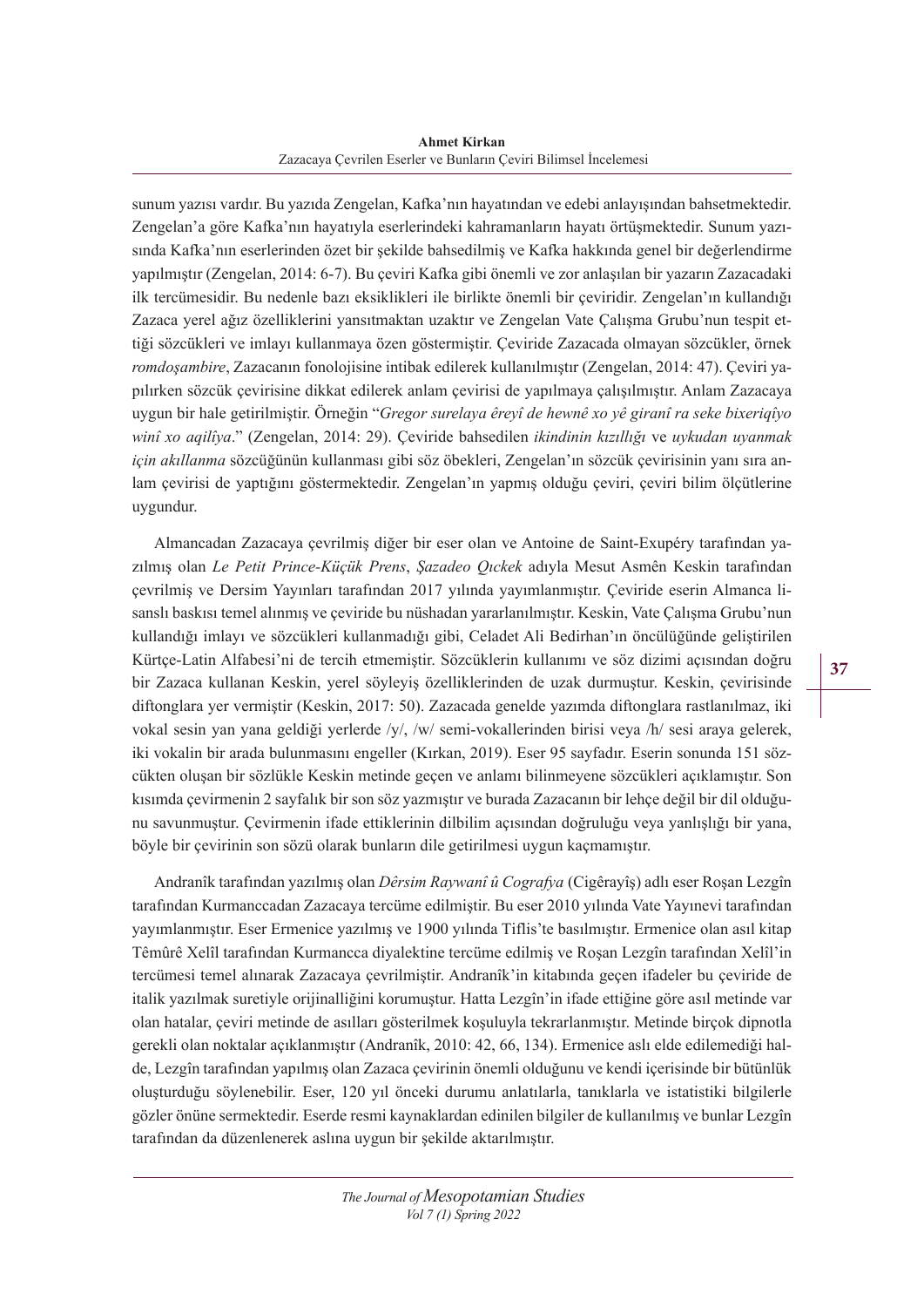sunum yazısı vardır. Bu yazıda Zengelan, Kafka'nın hayatından ve edebi anlayışından bahsetmektedir. Zengelan'a göre Kafka'nın hayatıyla eserlerindeki kahramanların hayatı örtüşmektedir. Sunum yazısında Kafka'nın eserlerinden özet bir şekilde bahsedilmiş ve Kafka hakkında genel bir değerlendirme yapılmıştır (Zengelan, 2014: 6-7). Bu çeviri Kafka gibi önemli ve zor anlaşılan bir yazarın Zazacadaki ilk tercümesidir. Bu nedenle bazı eksiklikleri ile birlikte önemli bir çeviridir. Zengelan'ın kullandığı Zazaca yerel ağız özelliklerini yansıtmaktan uzaktır ve Zengelan Vate Çalışma Grubu'nun tespit ettiği sözcükleri ve imlayı kullanmaya özen göstermiştir. Çeviride Zazacada olmayan sözcükler, örnek *romdoşambire*, Zazacanın fonolojisine intibak edilerek kullanılmıştır (Zengelan, 2014: 47). Çeviri yapılırken sözcük çevirisine dikkat edilerek anlam çevirisi de yapılmaya çalışılmıştır. Anlam Zazacaya uygun bir hale getirilmiştir. Örneğin "*Gregor surelaya êreyî de hewnê xo yê giranî ra seke bixeriqîyo winî xo aqilîya*." (Zengelan, 2014: 29). Çeviride bahsedilen *ikindinin kızıllığı* ve *uykudan uyanmak için akıllanma* sözcüğünün kullanması gibi söz öbekleri, Zengelan'ın sözcük çevirisinin yanı sıra anlam çevirisi de yaptığını göstermektedir. Zengelan'ın yapmış olduğu çeviri, çeviri bilim ölçütlerine uygundur.

Almancadan Zazacaya çevrilmiş diğer bir eser olan ve Antoine de Saint-Exupéry tarafından yazılmış olan *Le Petit Prince-Küçük Prens*, *Şazadeo Qıckek* adıyla Mesut Asmên Keskin tarafından çevrilmiş ve Dersim Yayınları tarafından 2017 yılında yayımlanmıştır. Çeviride eserin Almanca lisanslı baskısı temel alınmış ve çeviride bu nüshadan yararlanılmıştır. Keskin, Vate Çalışma Grubu'nun kullandığı imlayı ve sözcükleri kullanmadığı gibi, Celadet Ali Bedirhan'ın öncülüğünde geliştirilen Kürtçe-Latin Alfabesi'ni de tercih etmemiştir. Sözcüklerin kullanımı ve söz dizimi açısından doğru bir Zazaca kullanan Keskin, yerel söyleyiş özelliklerinden de uzak durmuştur. Keskin, çevirisinde diftonglara yer vermiştir (Keskin, 2017: 50). Zazacada genelde yazımda diftonglara rastlanılmaz, iki vokal sesin yan yana geldiği yerlerde /y/, /w/ semi-vokallerinden birisi veya /h/ sesi araya gelerek, iki vokalin bir arada bulunmasını engeller (Kırkan, 2019). Eser 95 sayfadır. Eserin sonunda 151 sözcükten oluşan bir sözlükle Keskin metinde geçen ve anlamı bilinmeyene sözcükleri açıklamıştır. Son kısımda çevirmenin 2 sayfalık bir son söz yazmıştır ve burada Zazacanın bir lehçe değil bir dil olduğunu savunmuştur. Çevirmenin ifade ettiklerinin dilbilim açısından doğruluğu veya yanlışlığı bir yana, böyle bir çevirinin son sözü olarak bunların dile getirilmesi uygun kaçmamıştır.

Andranîk tarafından yazılmış olan *Dêrsim Raywanî û Cografya* (Cigêrayîş) adlı eser Roşan Lezgîn tarafından Kurmanccadan Zazacaya tercüme edilmiştir. Bu eser 2010 yılında Vate Yayınevi tarafından yayımlanmıştır. Eser Ermenice yazılmış ve 1900 yılında Tiflis'te basılmıştır. Ermenice olan asıl kitap Têmûrê Xelîl tarafından Kurmancca diyalektine tercüme edilmiş ve Roşan Lezgîn tarafından Xelîl'in tercümesi temel alınarak Zazacaya çevrilmiştir. Andranîk'in kitabında geçen ifadeler bu çeviride de italik yazılmak suretiyle orijinalliğini korumuştur. Hatta Lezgîn'in ifade ettiğine göre asıl metinde var olan hatalar, çeviri metinde de asılları gösterilmek koşuluyla tekrarlanmıştır. Metinde birçok dipnotla gerekli olan noktalar açıklanmıştır (Andranîk, 2010: 42, 66, 134). Ermenice aslı elde edilemediği halde, Lezgîn tarafından yapılmış olan Zazaca çevirinin önemli olduğunu ve kendi içerisinde bir bütünlük oluşturduğu söylenebilir. Eser, 120 yıl önceki durumu anlatılarla, tanıklarla ve istatistiki bilgilerle gözler önüne sermektedir. Eserde resmi kaynaklardan edinilen bilgiler de kullanılmış ve bunlar Lezgîn tarafından da düzenlenerek aslına uygun bir şekilde aktarılmıştır.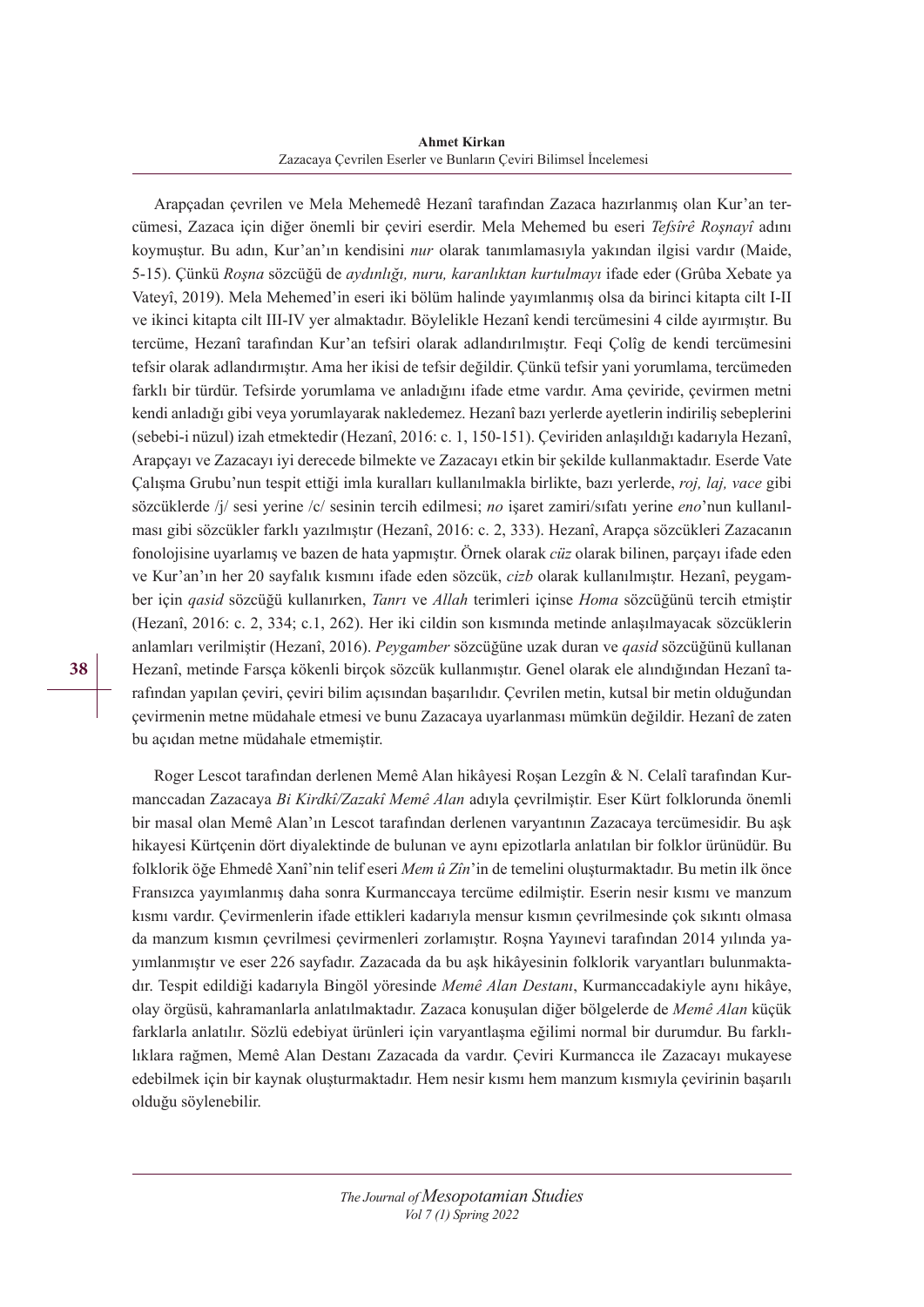Arapçadan çevrilen ve Mela Mehemedê Hezanî tarafından Zazaca hazırlanmış olan Kur'an tercümesi, Zazaca için diğer önemli bir çeviri eserdir. Mela Mehemed bu eseri *Tefsîrê Roşnayî* adını koymuştur. Bu adın, Kur'an'ın kendisini *nur* olarak tanımlamasıyla yakından ilgisi vardır (Maide, 5-15). Çünkü *Roşna* sözcüğü de *aydınlığı, nuru, karanlıktan kurtulmayı* ifade eder (Grûba Xebate ya Vateyî, 2019). Mela Mehemed'in eseri iki bölüm halinde yayımlanmış olsa da birinci kitapta cilt I-II ve ikinci kitapta cilt III-IV yer almaktadır. Böylelikle Hezanî kendi tercümesini 4 cilde ayırmıştır. Bu tercüme, Hezanî tarafından Kur'an tefsiri olarak adlandırılmıştır. Feqi Çolîg de kendi tercümesini tefsir olarak adlandırmıştır. Ama her ikisi de tefsir değildir. Çünkü tefsir yani yorumlama, tercümeden farklı bir türdür. Tefsirde yorumlama ve anladığını ifade etme vardır. Ama çeviride, çevirmen metni kendi anladığı gibi veya yorumlayarak nakledemez. Hezanî bazı yerlerde ayetlerin indiriliş sebeplerini (sebebi-i nüzul) izah etmektedir (Hezanî, 2016: c. 1, 150-151). Çeviriden anlaşıldığı kadarıyla Hezanî, Arapçayı ve Zazacayı iyi derecede bilmekte ve Zazacayı etkin bir şekilde kullanmaktadır. Eserde Vate Çalışma Grubu'nun tespit ettiği imla kuralları kullanılmakla birlikte, bazı yerlerde, *roj, laj, vace* gibi sözcüklerde /j/ sesi yerine /c/ sesinin tercih edilmesi; *no* işaret zamiri/sıfatı yerine *eno*'nun kullanılması gibi sözcükler farklı yazılmıştır (Hezanî, 2016: c. 2, 333). Hezanî, Arapça sözcükleri Zazacanın fonolojisine uyarlamış ve bazen de hata yapmıştır. Örnek olarak *cüz* olarak bilinen, parçayı ifade eden ve Kur'an'ın her 20 sayfalık kısmını ifade eden sözcük, *cizb* olarak kullanılmıştır. Hezanî, peygamber için *qasid* sözcüğü kullanırken, *Tanrı* ve *Allah* terimleri içinse *Homa* sözcüğünü tercih etmiştir (Hezanî, 2016: c. 2, 334; c.1, 262). Her iki cildin son kısmında metinde anlaşılmayacak sözcüklerin anlamları verilmiştir (Hezanî, 2016). *Peygamber* sözcüğüne uzak duran ve *qasid* sözcüğünü kullanan Hezanî, metinde Farsça kökenli birçok sözcük kullanmıştır. Genel olarak ele alındığından Hezanî tarafından yapılan çeviri, çeviri bilim açısından başarılıdır. Çevrilen metin, kutsal bir metin olduğundan çevirmenin metne müdahale etmesi ve bunu Zazacaya uyarlanması mümkün değildir. Hezanî de zaten bu açıdan metne müdahale etmemiştir.

Roger Lescot tarafından derlenen Memê Alan hikâyesi Roşan Lezgîn & N. Celalî tarafından Kurmanccadan Zazacaya *Bi Kirdkî/Zazakî Memê Alan* adıyla çevrilmiştir. Eser Kürt folklorunda önemli bir masal olan Memê Alan'ın Lescot tarafından derlenen varyantının Zazacaya tercümesidir. Bu aşk hikayesi Kürtçenin dört diyalektinde de bulunan ve aynı epizotlarla anlatılan bir folklor ürünüdür. Bu folklorik öğe Ehmedê Xanî'nin telif eseri *Mem û Zîn*'in de temelini oluşturmaktadır. Bu metin ilk önce Fransızca yayımlanmış daha sonra Kurmanccaya tercüme edilmiştir. Eserin nesir kısmı ve manzum kısmı vardır. Çevirmenlerin ifade ettikleri kadarıyla mensur kısmın çevrilmesinde çok sıkıntı olmasa da manzum kısmın çevrilmesi çevirmenleri zorlamıştır. Roşna Yayınevi tarafından 2014 yılında yayımlanmıştır ve eser 226 sayfadır. Zazacada da bu aşk hikâyesinin folklorik varyantları bulunmaktadır. Tespit edildiği kadarıyla Bingöl yöresinde *Memê Alan Destanı*, Kurmanccadakiyle aynı hikâye, olay örgüsü, kahramanlarla anlatılmaktadır. Zazaca konuşulan diğer bölgelerde de *Memê Alan* küçük farklarla anlatılır. Sözlü edebiyat ürünleri için varyantlaşma eğilimi normal bir durumdur. Bu farklılıklara rağmen, Memê Alan Destanı Zazacada da vardır. Çeviri Kurmancca ile Zazacayı mukayese edebilmek için bir kaynak oluşturmaktadır. Hem nesir kısmı hem manzum kısmıyla çevirinin başarılı olduğu söylenebilir.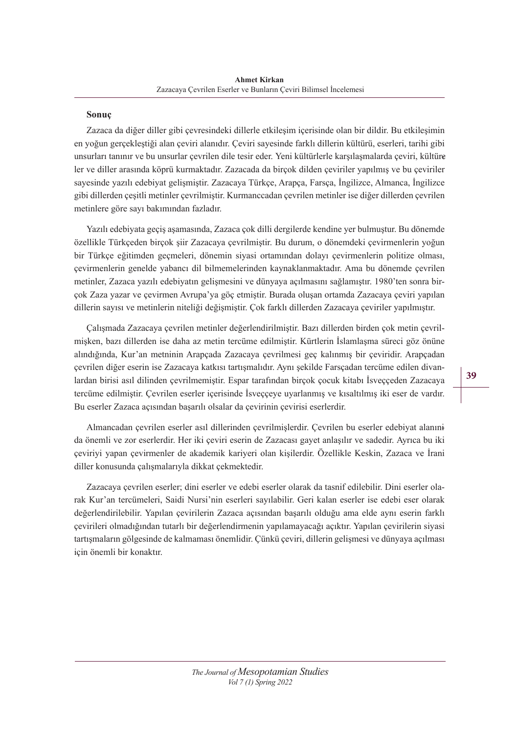## Sonuç

Zazaca da diğer diller gibi çevresindeki dillerle etkileşim içerisinde olan bir dildir. Bu etkileşimin en yoğun gerçekleştiği alan çeviri alanıdır. Çeviri sayesinde farklı dillerin kültürü, eserleri, tarihi gibi unsurları tanınır ve bu unsurlar çevrilen dile tesir eder. Yeni kültürlerle karşılaşmalarda çeviri, kültürler ve diller arasında köprü kurmaktadır. Zazacada da birçok dilden çeviriler yapılmış ve bu çeviriler sayesinde yazılı edebiyat gelişmiştir. Zazacaya Türkçe, Arapça, Farsça, İngilizce, Almanca, İngilizce gibi dillerden çeşitli metinler çevrilmiştir. Kurmanccadan çevrilen metinler ise diğer dillerden çevrilen metinlere göre sayı bakımından fazladır.

Yazılı edebiyata geçiş aşamasında, Zazaca çok dilli dergilerde kendine yer bulmuştur. Bu dönemde özellikle Türkçeden birçok şiir Zazacaya çevrilmiştir. Bu durum, o dönemdeki çevirmenlerin yoğun bir Türkçe eğitimden geçmeleri, dönemin siyasi ortamından dolayı çevirmenlerin politize olması, çevirmenlerin genelde yabancı dil bilmemelerinden kaynaklanmaktadır. Ama bu dönemde çevrilen metinler, Zazaca yazılı edebiyatın gelişmesini ve dünyaya açılmasını sağlamıştır. 1980'ten sonra birçok Zaza yazar ve çevirmen Avrupa'ya göç etmiştir. Burada oluşan ortamda Zazacaya çeviri yapılan dillerin sayısı ve metinlerin niteliği değişmiştir. Çok farklı dillerden Zazacaya çeviriler yapılmıştır.

Çalışmada Zazacaya çevrilen metinler değerlendirilmiştir. Bazı dillerden birden çok metin çevrilmişken, bazı dillerden ise daha az metin tercüme edilmiştir. Kürtlerin İslamlaşma süreci göz önüne alındığında, Kur'an metninin Arapçada Zazacaya çevrilmesi geç kalınmış bir çeviridir. Arapçadan çevrilen diğer eserin ise Zazacaya katkısı tartışmalıdır. Aynı şekilde Farsçadan tercüme edilen divanlardan birisi asıl dilinden çevrilmemiştir. Espar tarafından birçok çocuk kitabı İsveççeden Zazacaya tercüme edilmiştir. Çevrilen eserler içerisinde İsveççeye uyarlanmış ve kısaltılmış iki eser de vardır. Bu eserler Zazaca açısından başarılı olsalar da çevirinin çevirisi eserlerdir.

Almancadan çevrilen eserler asıl dillerinden çevrilmişlerdir. Çevrilen bu eserler edebiyat alanında önemli ve zor eserlerdir. Her iki çeviri eserin de Zazacası gayet anlaşılır ve sadedir. Ayrıca bu iki çeviriyi yapan çevirmenler de akademik kariyeri olan kişilerdir. Özellikle Keskin, Zazaca ve İrani diller konusunda çalışmalarıyla dikkat çekmektedir.

Zazacaya çevrilen eserler; dini eserler ve edebi eserler olarak da tasnif edilebilir. Dini eserler olarak Kur'an tercümeleri, Saidi Nursi'nin eserleri sayılabilir. Geri kalan eserler ise edebi eser olarak değerlendirilebilir. Yapılan çevirilerin Zazaca açısından başarılı olduğu ama elde aynı eserin farklı çevirileri olmadığından tutarlı bir değerlendirmenin yapılamayacağı açıktır. Yapılan çevirilerin siyasi tartışmaların gölgesinde de kalmaması önemlidir. Çünkü çeviri, dillerin gelişmesi ve dünyaya açılması için önemli bir konaktır.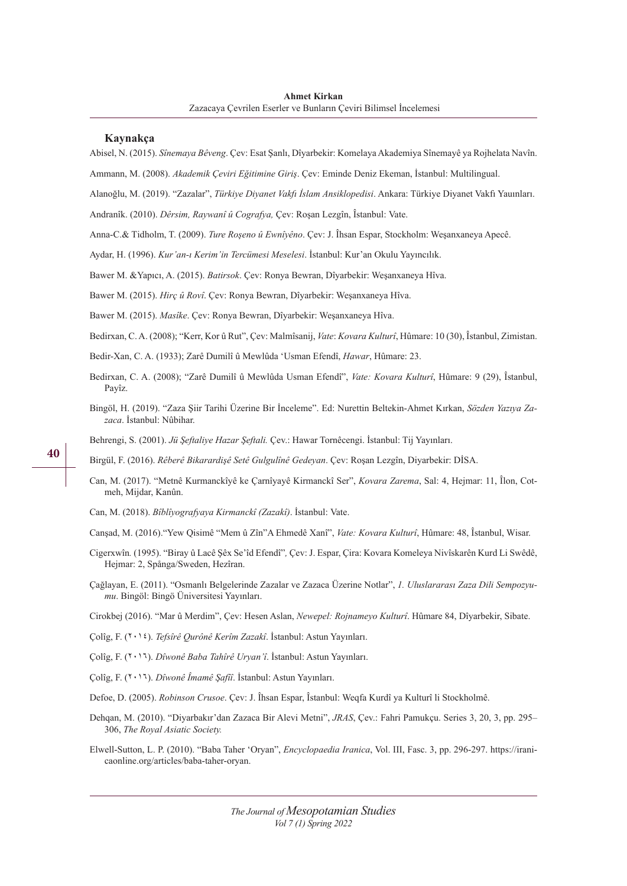## Kaynakça

Abisel, N. (2015). *Sînemaya Bêveng*. Çev: Esat Şanlı, Dîyarbekir: Komelaya Akademiya Sînemayê ya Rojhelata Navîn.

Ammann, M. (2008). *Akademik Çeviri Eğitimine Giriş*. Çev: Eminde Deniz Ekeman, İstanbul: Multilingual.

Alanoğlu, M. (2019). "Zazalar", *Türkiye Diyanet Vakfı İslam Ansiklopedisi*. Ankara: Türkiye Diyanet Vakfı Yauınları.

Andranîk. (2010). *Dêrsim, Raywanî û Cografya,* Çev: Roşan Lezgîn, Îstanbul: Vate.

Anna-C.& Tidholm, T. (2009). *Ture Roşeno û Ewnîyêno*. Çev: J. Îhsan Espar, Stockholm: Weşanxaneya Apecê.

Aydar, H. (1996). *Kur'an-ı Kerim'in Tercümesi Meselesi*. İstanbul: Kur'an Okulu Yayıncılık.

Bawer M. &Yapıcı, A. (2015). *Batirsok*. Çev: Ronya Bewran, Dîyarbekir: Weşanxaneya Hîva.

Bawer M. (2015). *Hirç û Rovî*. Çev: Ronya Bewran, Dîyarbekir: Weşanxaneya Hîva.

Bawer M. (2015). *Masîke*. Çev: Ronya Bewran, Dîyarbekir: Weşanxaneya Hîva.

Bedirxan, C. A. (2008); "Kerr, Kor û Rut", Çev: Malmîsanij, *Vate*: *Kovara Kulturî*, Hûmare: 10 (30), Îstanbul, Zimistan.

Bedir-Xan, C. A. (1933); Zarê Dumilî û Mewlûda 'Usman Efendî, *Hawar*, Hûmare: 23.

Bedirxan, C. A. (2008); "Zarê Dumilî û Mewlûda Usman Efendî", *Vate: Kovara Kulturî*, Hûmare: 9 (29), Îstanbul, Payîz.

Bingöl, H. (2019). "Zaza Şiir Tarihi Üzerine Bir İnceleme". Ed: Nurettin Beltekin-Ahmet Kırkan, *Sözden Yazıya Zazaca*. İstanbul: Nûbihar.

Behrengi, S. (2001). *Jü Şeftaliye Hazar Şeftali.* Çev.: Hawar Tornêcengi. İstanbul: Tij Yayınları.

Birgül, F. (2016). *Rêberê Bikarardişê Setê Gulgulînê Gedeyan*. Çev: Roşan Lezgîn, Diyarbekir: DÎSA.

Can, M. (2017). "Metnê Kurmanckîyê ke Çarnîyayê Kirmanckî Ser", *Kovara Zarema*, Sal: 4, Hejmar: 11, Îlon, Cotmeh, Mijdar, Kanûn.

Can, M. (2018). *Bîblîyografyaya Kirmanckî (Zazakî)*. İstanbul: Vate.

Canşad, M. (2016)."Yew Qisimê "Mem û Zîn"A Ehmedê Xanî", *Vate: Kovara Kulturî*, Hûmare: 48, İstanbul, Wisar.

Cigerxwîn*.* (1995). "Biray û Lacê Şêx Se'îd Efendî"*,* Çev: J. Espar, Çira: Kovara Komeleya Nivîskarên Kurd Li Swêdê, Hejmar: 2, Spånga/Sweden, Hezîran.

Çağlayan, E. (2011). "Osmanlı Belgelerinde Zazalar ve Zazaca Üzerine Notlar", *1. Uluslararası Zaza Dili Sempozyumu*. Bingöl: Bingö Üniversitesi Yayınları.

Cirokbej (2016). "Mar û Merdim", Çev: Hesen Aslan, *Newepel: Rojnameyo Kulturî*. Hûmare 84, Dîyarbekir, Sibate.

Çolîg, F. (٢٠١٤). *Tefsîrê Qurônê Kerîm Zazakî*. İstanbul: Astun Yayınları.

Çolîg, F. (٢٠١٦). *Dîwonê Baba Tahîrê Uryan'î*. İstanbul: Astun Yayınları.

Çolîg, F. (٢٠١٦). *Dîwonê Îmamê Şafîî*. İstanbul: Astun Yayınları.

Defoe, D. (2005). *Robinson Crusoe*. Çev: J. Îhsan Espar, Îstanbul: Weqfa Kurdî ya Kulturî li Stockholmê.

Dehqan, M. (2010). "Diyarbakır'dan Zazaca Bir Alevi Metni", *JRAS*, Çev.: Fahri Pamukçu. Series 3, 20, 3, pp. 295–306, *The Royal Asiatic Society.*

Elwell-Sutton, L. P. (2010). "Baba Taher 'Oryan", *Encyclopaedia Iranica*, Vol. III, Fasc. 3, pp. 296-297. https://iranicaonline.org/articles/baba-taher-oryan.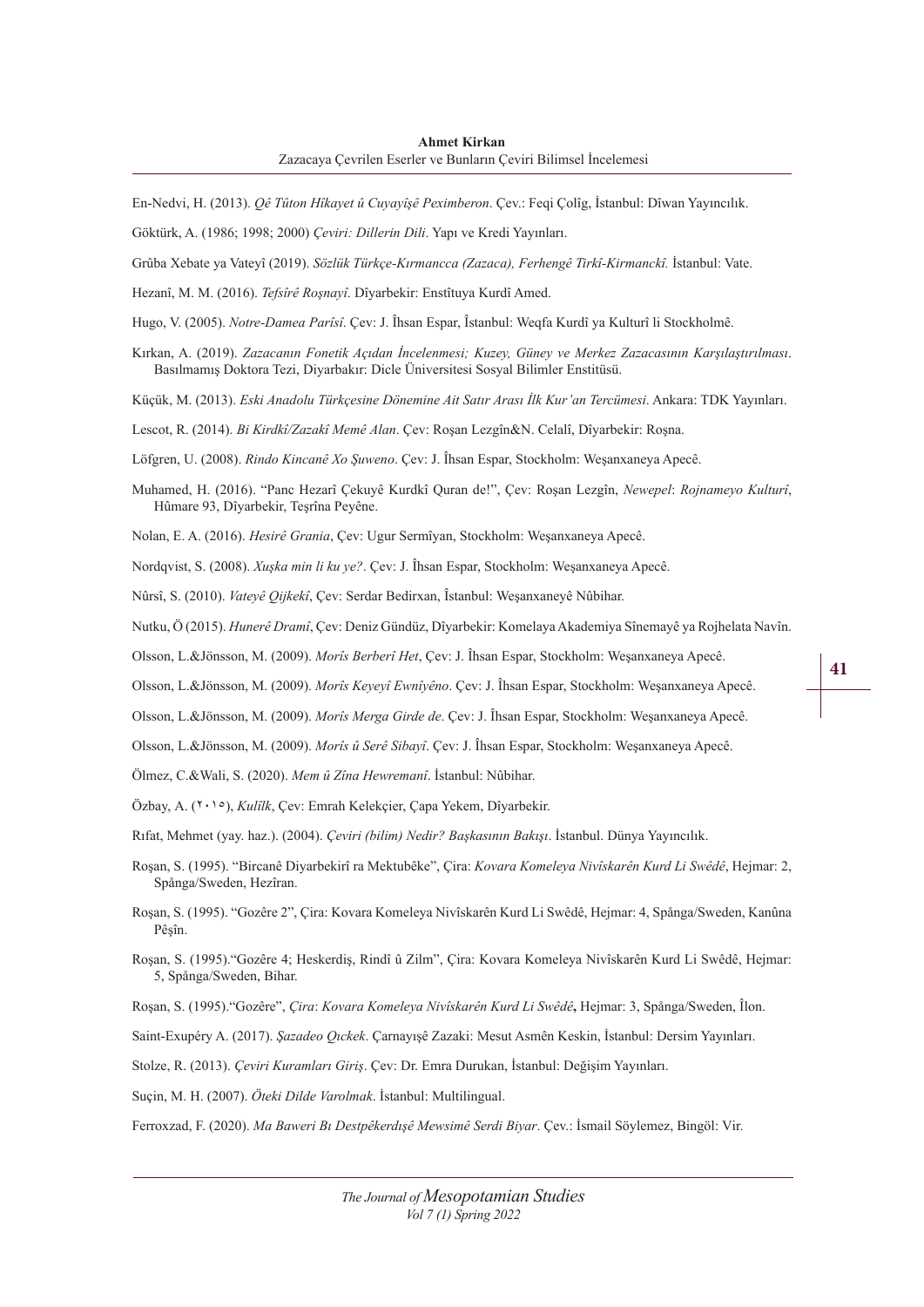En-Nedvi, H. (2013). *Qê Tûton Hîkayet û Cuyayîşê Peximberon*. Çev.: Feqi Çolîg, İstanbul: Dîwan Yayıncılık.

Göktürk, A. (1986; 1998; 2000) *Çeviri: Dillerin Dili*. Yapı ve Kredi Yayınları.

Grûba Xebate ya Vateyî (2019). *Sözlük Türkçe-Kırmancca (Zazaca), Ferhengê Tirkî-Kirmanckî.* İstanbul: Vate.

Hezanî, M. M. (2016). *Tefsîrê Roşnayî*. Dîyarbekir: Enstîtuya Kurdî Amed.

Hugo, V. (2005). *Notre-Damea Parîsî*. Çev: J. Îhsan Espar, Îstanbul: Weqfa Kurdî ya Kulturî li Stockholmê.

Kırkan, A. (2019). *Zazacanın Fonetik Açıdan İncelenmesi; Kuzey, Güney ve Merkez Zazacasının Karşılaştırılması*. Basılmamış Doktora Tezi, Diyarbakır: Dicle Üniversitesi Sosyal Bilimler Enstitüsü.

Küçük, M. (2013). *Eski Anadolu Türkçesine Dönemine Ait Satır Arası İlk Kur'an Tercümesi*. Ankara: TDK Yayınları.

Lescot, R. (2014). *Bi Kirdkî/Zazakî Memê Alan*. Çev: Roşan Lezgîn&N. Celalî, Dîyarbekir: Roşna.

Löfgren, U. (2008). *Rindo Kincanê Xo Şuweno*. Çev: J. Îhsan Espar, Stockholm: Weşanxaneya Apecê.

Muhamed, H. (2016). "Panc Hezarî Çekuyê Kurdkî Quran de!", Çev: Roşan Lezgîn, *Newepel*: *Rojnameyo Kulturî*, Hûmare 93, Dîyarbekir, Teşrîna Peyêne.

Nolan, E. A. (2016). *Hesirê Grania*, Çev: Ugur Sermîyan, Stockholm: Weşanxaneya Apecê.

Nordqvist, S. (2008). *Xuşka min li ku ye?*. Çev: J. Îhsan Espar, Stockholm: Weşanxaneya Apecê.

Nûrsî, S. (2010). *Vateyê Qijkekî*, Çev: Serdar Bedirxan, Îstanbul: Weşanxaneyê Nûbihar.

Nutku, Ö (2015). *Hunerê Dramî*, Çev: Deniz Gündüz, Dîyarbekir: Komelaya Akademiya Sînemayê ya Rojhelata Navîn.

Olsson, L.&Jönsson, M. (2009). *Morîs Berberî Het*, Çev: J. Îhsan Espar, Stockholm: Weşanxaneya Apecê.

Olsson, L.&Jönsson, M. (2009). *Morîs Keyeyî Ewnîyêno*. Çev: J. Îhsan Espar, Stockholm: Weşanxaneya Apecê.

Olsson, L.&Jönsson, M. (2009). *Morîs Merga Girde de*. Çev: J. Îhsan Espar, Stockholm: Weşanxaneya Apecê.

Olsson, L.&Jönsson, M. (2009). *Morîs û Serê Sibayî*. Çev: J. Îhsan Espar, Stockholm: Weşanxaneya Apecê.

Ölmez, C.&Wali, S. (2020). *Mem û Zîna Hewremanî*. İstanbul: Nûbihar.

Özbay, A. (٢٠١٥), *Kulîlk*, Çev: Emrah Kelekçier, Çapa Yekem, Dîyarbekir.

Rıfat, Mehmet (yay. haz.). (2004). *Çeviri (bilim) Nedir? Başkasının Bakışı*. İstanbul. Dünya Yayıncılık.

Roşan, S. (1995). "Bircanê Diyarbekirî ra Mektubêke", Çira: *Kovara Komeleya Nivîskarên Kurd Li Swêdê*, Hejmar: 2, Spånga/Sweden, Hezîran.

Roşan, S. (1995). "Gozêre 2", Çira: Kovara Komeleya Nivîskarên Kurd Li Swêdê, Hejmar: 4, Spånga/Sweden, Kanûna Pêşîn.

Roşan, S. (1995)."Gozêre 4; Heskerdiş, Rindî û Zilm", Çira: Kovara Komeleya Nivîskarên Kurd Li Swêdê, Hejmar: 5, Spånga/Sweden, Bihar.

Roşan, S. (1995)."Gozêre", *Çira*: *Kovara Komeleya Nivîskarên Kurd Li Swêdê***,** Hejmar: 3, Spånga/Sweden, Îlon.

Saint-Exupéry A. (2017). *Şazadeo Qıckek*. Çarnayışê Zazaki: Mesut Asmên Keskin, İstanbul: Dersim Yayınları.

Stolze, R. (2013). *Çeviri Kuramları Giriş*. Çev: Dr. Emra Durukan, İstanbul: Değişim Yayınları.

Suçin, M. H. (2007). *Öteki Dilde Varolmak*. İstanbul: Multilingual.

Ferroxzad, F. (2020). *Ma Baweri Bı Destpêkerdışê Mewsimê Serdi Biyar*. Çev.: İsmail Söylemez, Bingöl: Vir.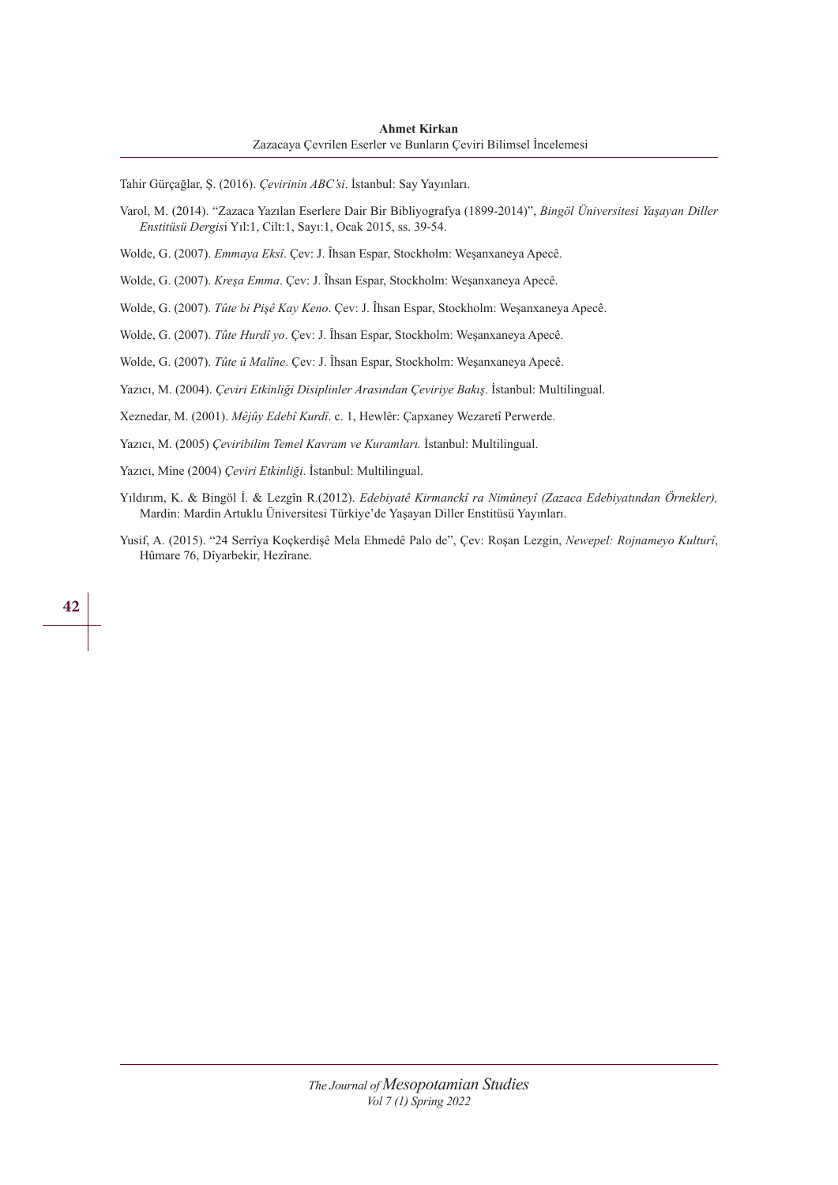Tahir Gürçağlar, Ş. (2016). *Çevirinin ABC'si*. İstanbul: Say Yayınları.

Varol, M. (2014). "Zazaca Yazılan Eserlere Dair Bir Bibliyografya (1899-2014)", *Bingöl Üniversitesi Yaşayan Diller Enstitüsü Dergis*i Yıl:1, Cilt:1, Sayı:1, Ocak 2015, ss. 39-54.

Wolde, G. (2007). *Emmaya Eksî*. Çev: J. Îhsan Espar, Stockholm: Weşanxaneya Apecê.

Wolde, G. (2007). *Kreşa Emma*. Çev: J. Îhsan Espar, Stockholm: Weşanxaneya Apecê.

Wolde, G. (2007). *Tûte bi Pişê Kay Keno*. Çev: J. Îhsan Espar, Stockholm: Weşanxaneya Apecê.

Wolde, G. (2007). *Tûte Hurdî yo*. Çev: J. Îhsan Espar, Stockholm: Weşanxaneya Apecê.

Wolde, G. (2007). *Tûte û Malîne*. Çev: J. Îhsan Espar, Stockholm: Weşanxaneya Apecê.

Yazıcı, M. (2004). *Çeviri Etkinliği Disiplinler Arasından Çeviriye Bakış*. İstanbul: Multilingual.

Xeznedar, M. (2001). *Mêjûy Edebî Kurdî*. c. 1, Hewlêr: Çapxaney Wezaretî Perwerde.

Yazıcı, M. (2005) *Çeviribilim Temel Kavram ve Kuramları.* İstanbul: Multilingual.

Yazıcı, Mine (2004) *Çeviri Etkinliği*. İstanbul: Multilingual.

Yıldırım, K. & Bingöl İ. & Lezgîn R.(2012). *Edebiyatê Kirmanckî ra Nimûneyî (Zazaca Edebiyatından Örnekler),* Mardin: Mardin Artuklu Üniversitesi Türkiye'de Yaşayan Diller Enstitüsü Yayınları.

Yusif, A. (2015). "24 Serrîya Koçkerdişê Mela Ehmedê Palo de", Çev: Roşan Lezgin, *Newepel: Rojnameyo Kulturî*, Hûmare 76, Dîyarbekir, Hezîrane.